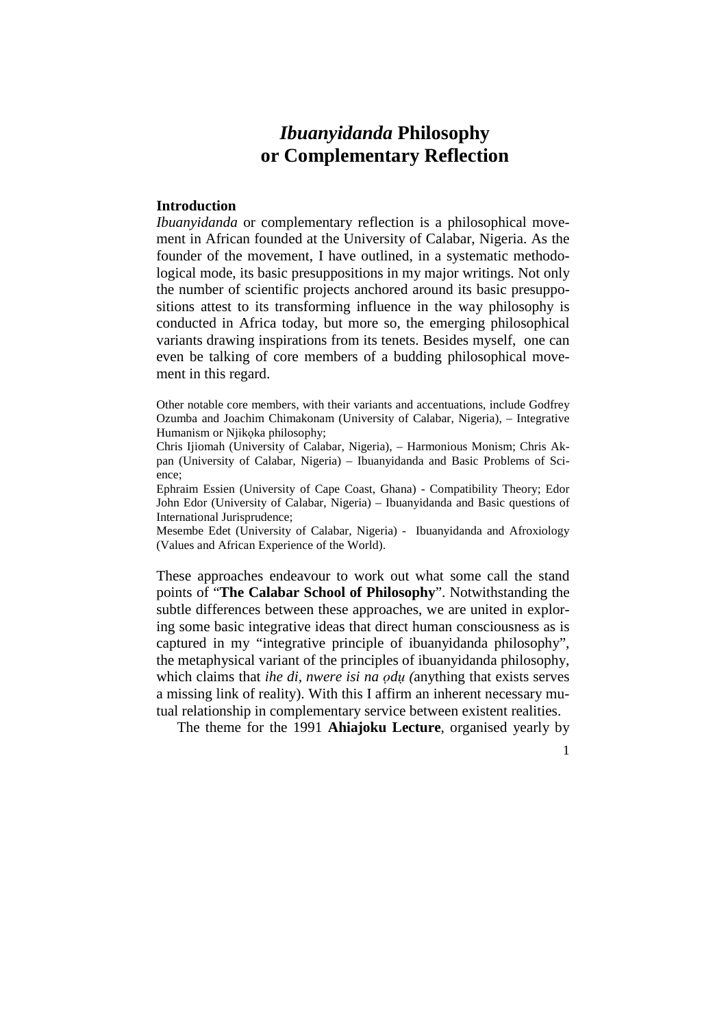# *Ibuanyidanda* Philosophy or Complementary Reflection

## Introduction

*Ibuanyidanda* or complementary reflection is a philosophical movement in African founded at the University of Calabar, Nigeria. As the founder of the movement, I have outlined, in a systematic methodological mode, its basic presuppositions in my major writings. Not only the number of scientific projects anchored around its basic presuppositions attest to its transforming influence in the way philosophy is conducted in Africa today, but more so, the emerging philosophical variants drawing inspirations from its tenets. Besides myself, one can even be talking of core members of a budding philosophical movement in this regard.

Other notable core members, with their variants and accentuations, include Godfrey Ozumba and Joachim Chimakonam (University of Calabar, Nigeria), – Integrative Humanism or Njikọka philosophy;
Chris Ijiomah (University of Calabar, Nigeria), – Harmonious Monism; Chris Akpan (University of Calabar, Nigeria) – Ibuanyidanda and Basic Problems of Science;
Ephraim Essien (University of Cape Coast, Ghana) - Compatibility Theory; Edor John Edor (University of Calabar, Nigeria) – Ibuanyidanda and Basic questions of International Jurisprudence;
Mesembe Edet (University of Calabar, Nigeria) - Ibuanyidanda and Afroxiology (Values and African Experience of the World).

These approaches endeavour to work out what some call the stand points of "**The Calabar School of Philosophy**". Notwithstanding the subtle differences between these approaches, we are united in exploring some basic integrative ideas that direct human consciousness as is captured in my "integrative principle of ibuanyidanda philosophy", the metaphysical variant of the principles of ibuanyidanda philosophy, which claims that *ihe di, nwere isi na ọdụ (*anything that exists serves a missing link of reality). With this I affirm an inherent necessary mutual relationship in complementary service between existent realities.

The theme for the 1991 **Ahiajoku Lecture**, organised yearly by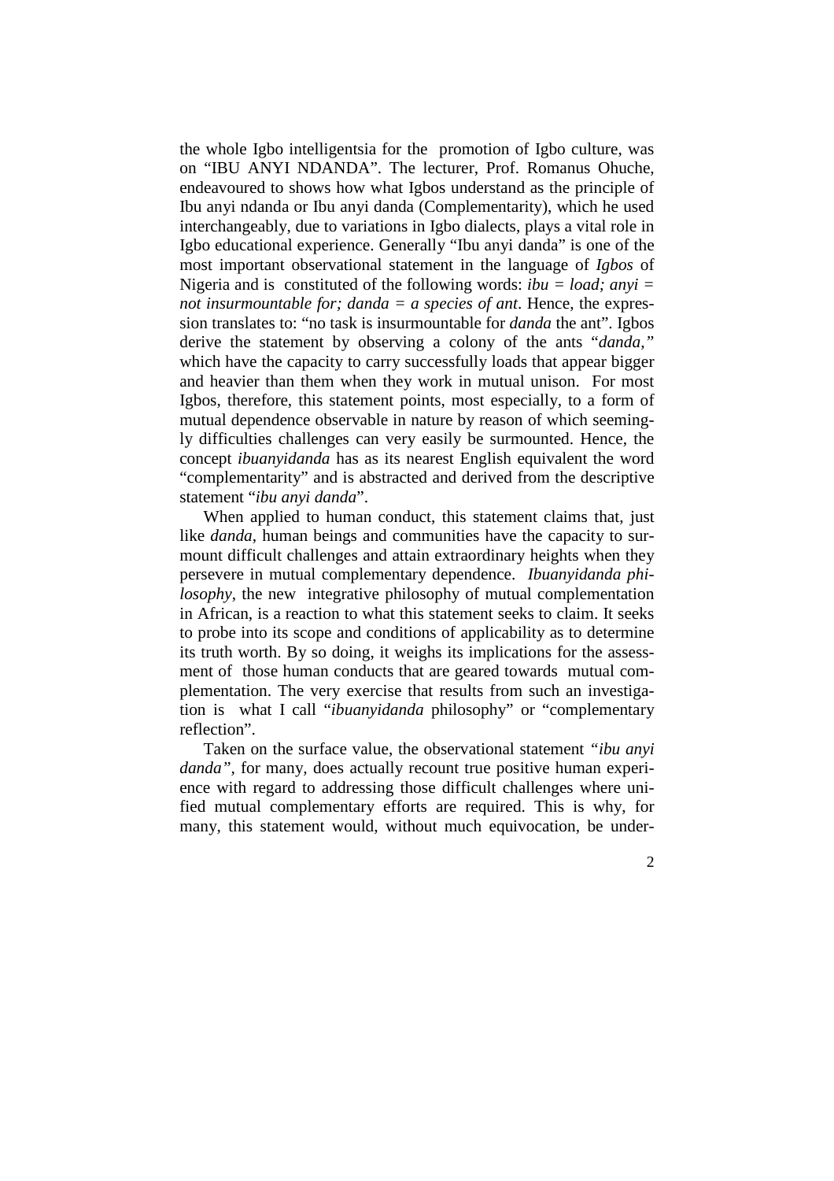the whole Igbo intelligentsia for the promotion of Igbo culture, was on "IBU ANYI NDANDA". The lecturer, Prof. Romanus Ohuche, endeavoured to shows how what Igbos understand as the principle of Ibu anyi ndanda or Ibu anyi danda (Complementarity), which he used interchangeably, due to variations in Igbo dialects, plays a vital role in Igbo educational experience. Generally "Ibu anyi danda" is one of the most important observational statement in the language of *Igbos* of Nigeria and is constituted of the following words: *ibu = load; anyi = not insurmountable for; danda = a species of ant*. Hence, the expression translates to: "no task is insurmountable for *danda* the ant". Igbos derive the statement by observing a colony of the ants "*danda,"* which have the capacity to carry successfully loads that appear bigger and heavier than them when they work in mutual unison. For most Igbos, therefore, this statement points, most especially, to a form of mutual dependence observable in nature by reason of which seemingly difficulties challenges can very easily be surmounted. Hence, the concept *ibuanyidanda* has as its nearest English equivalent the word "complementarity" and is abstracted and derived from the descriptive statement "*ibu anyi danda*".

When applied to human conduct, this statement claims that, just like *danda*, human beings and communities have the capacity to surmount difficult challenges and attain extraordinary heights when they persevere in mutual complementary dependence. *Ibuanyidanda philosophy*, the new integrative philosophy of mutual complementation in African, is a reaction to what this statement seeks to claim. It seeks to probe into its scope and conditions of applicability as to determine its truth worth. By so doing, it weighs its implications for the assessment of those human conducts that are geared towards mutual complementation. The very exercise that results from such an investigation is what I call "*ibuanyidanda* philosophy" or "complementary reflection".

Taken on the surface value, the observational statement *"ibu anyi danda"*, for many, does actually recount true positive human experience with regard to addressing those difficult challenges where unified mutual complementary efforts are required. This is why, for many, this statement would, without much equivocation, be under-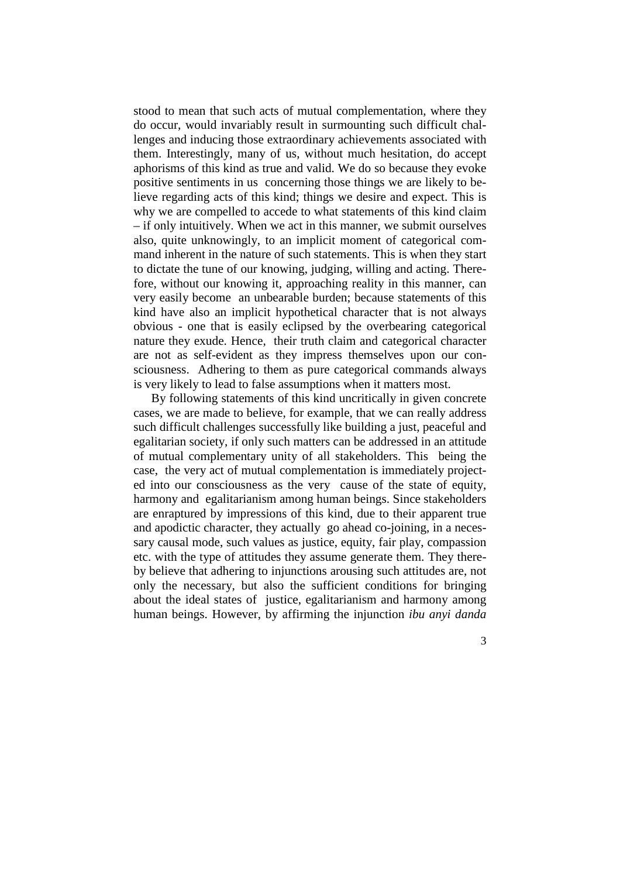stood to mean that such acts of mutual complementation, where they do occur, would invariably result in surmounting such difficult challenges and inducing those extraordinary achievements associated with them. Interestingly, many of us, without much hesitation, do accept aphorisms of this kind as true and valid. We do so because they evoke positive sentiments in us concerning those things we are likely to believe regarding acts of this kind; things we desire and expect. This is why we are compelled to accede to what statements of this kind claim – if only intuitively. When we act in this manner, we submit ourselves also, quite unknowingly, to an implicit moment of categorical command inherent in the nature of such statements. This is when they start to dictate the tune of our knowing, judging, willing and acting. Therefore, without our knowing it, approaching reality in this manner, can very easily become an unbearable burden; because statements of this kind have also an implicit hypothetical character that is not always obvious - one that is easily eclipsed by the overbearing categorical nature they exude. Hence, their truth claim and categorical character are not as self-evident as they impress themselves upon our consciousness. Adhering to them as pure categorical commands always is very likely to lead to false assumptions when it matters most.

By following statements of this kind uncritically in given concrete cases, we are made to believe, for example, that we can really address such difficult challenges successfully like building a just, peaceful and egalitarian society, if only such matters can be addressed in an attitude of mutual complementary unity of all stakeholders. This being the case, the very act of mutual complementation is immediately projected into our consciousness as the very cause of the state of equity, harmony and egalitarianism among human beings. Since stakeholders are enraptured by impressions of this kind, due to their apparent true and apodictic character, they actually go ahead co-joining, in a necessary causal mode, such values as justice, equity, fair play, compassion etc. with the type of attitudes they assume generate them. They thereby believe that adhering to injunctions arousing such attitudes are, not only the necessary, but also the sufficient conditions for bringing about the ideal states of justice, egalitarianism and harmony among human beings. However, by affirming the injunction *ibu anyi danda*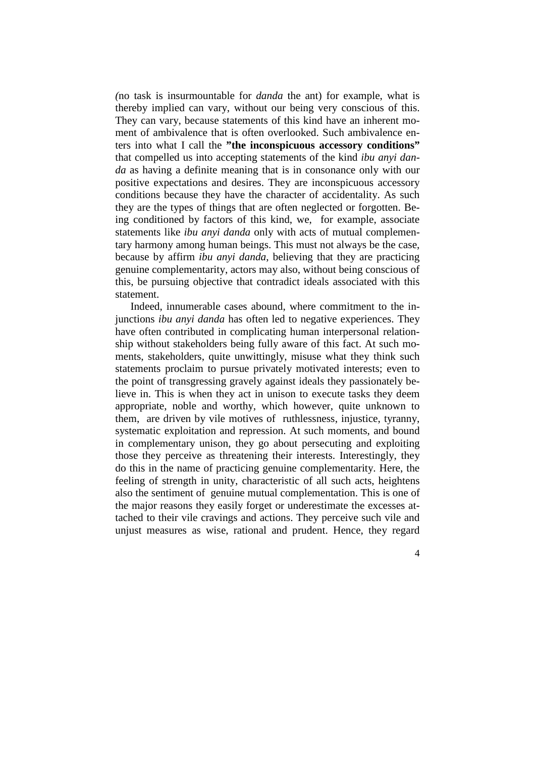(no task is insurmountable for *danda* the ant) for example, what is thereby implied can vary, without our being very conscious of this. They can vary, because statements of this kind have an inherent moment of ambivalence that is often overlooked. Such ambivalence enters into what I call the **"the inconspicuous accessory conditions"** that compelled us into accepting statements of the kind *ibu anyi danda* as having a definite meaning that is in consonance only with our positive expectations and desires. They are inconspicuous accessory conditions because they have the character of accidentality. As such they are the types of things that are often neglected or forgotten. Being conditioned by factors of this kind, we, for example, associate statements like *ibu anyi danda* only with acts of mutual complementary harmony among human beings. This must not always be the case, because by affirm *ibu anyi danda*, believing that they are practicing genuine complementarity, actors may also, without being conscious of this, be pursuing objective that contradict ideals associated with this statement.

Indeed, innumerable cases abound, where commitment to the injunctions *ibu anyi danda* has often led to negative experiences. They have often contributed in complicating human interpersonal relationship without stakeholders being fully aware of this fact. At such moments, stakeholders, quite unwittingly, misuse what they think such statements proclaim to pursue privately motivated interests; even to the point of transgressing gravely against ideals they passionately believe in. This is when they act in unison to execute tasks they deem appropriate, noble and worthy, which however, quite unknown to them, are driven by vile motives of ruthlessness, injustice, tyranny, systematic exploitation and repression. At such moments, and bound in complementary unison, they go about persecuting and exploiting those they perceive as threatening their interests. Interestingly, they do this in the name of practicing genuine complementarity. Here, the feeling of strength in unity, characteristic of all such acts, heightens also the sentiment of genuine mutual complementation. This is one of the major reasons they easily forget or underestimate the excesses attached to their vile cravings and actions. They perceive such vile and unjust measures as wise, rational and prudent. Hence, they regard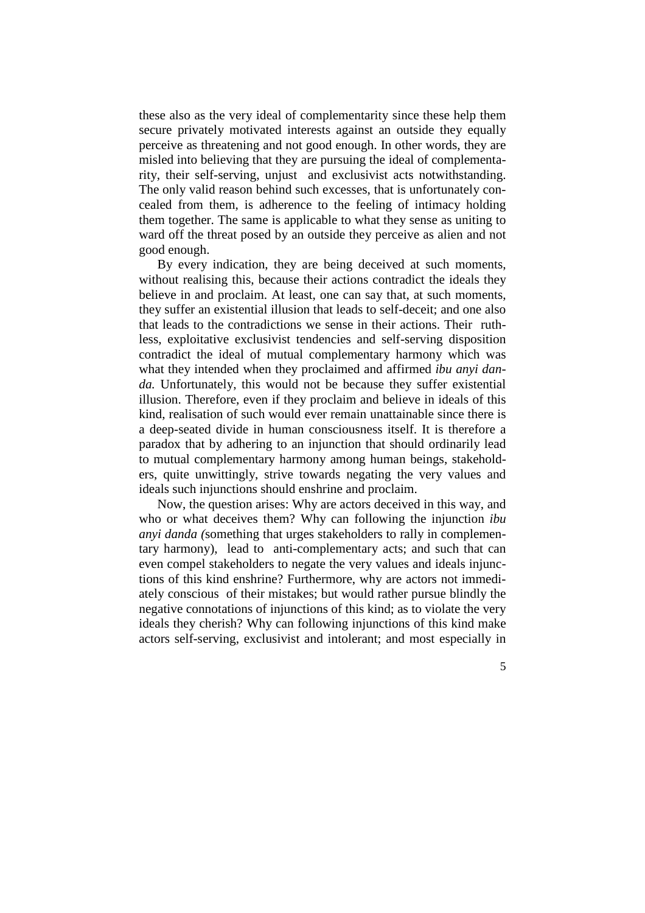these also as the very ideal of complementarity since these help them secure privately motivated interests against an outside they equally perceive as threatening and not good enough. In other words, they are misled into believing that they are pursuing the ideal of complementarity, their self-serving, unjust and exclusivist acts notwithstanding. The only valid reason behind such excesses, that is unfortunately concealed from them, is adherence to the feeling of intimacy holding them together. The same is applicable to what they sense as uniting to ward off the threat posed by an outside they perceive as alien and not good enough.

By every indication, they are being deceived at such moments, without realising this, because their actions contradict the ideals they believe in and proclaim. At least, one can say that, at such moments, they suffer an existential illusion that leads to self-deceit; and one also that leads to the contradictions we sense in their actions. Their ruthless, exploitative exclusivist tendencies and self-serving disposition contradict the ideal of mutual complementary harmony which was what they intended when they proclaimed and affirmed *ibu anyi danda.* Unfortunately, this would not be because they suffer existential illusion. Therefore, even if they proclaim and believe in ideals of this kind, realisation of such would ever remain unattainable since there is a deep-seated divide in human consciousness itself. It is therefore a paradox that by adhering to an injunction that should ordinarily lead to mutual complementary harmony among human beings, stakeholders, quite unwittingly, strive towards negating the very values and ideals such injunctions should enshrine and proclaim.

Now, the question arises: Why are actors deceived in this way, and who or what deceives them? Why can following the injunction *ibu anyi danda (*something that urges stakeholders to rally in complementary harmony), lead to anti-complementary acts; and such that can even compel stakeholders to negate the very values and ideals injunctions of this kind enshrine? Furthermore, why are actors not immediately conscious of their mistakes; but would rather pursue blindly the negative connotations of injunctions of this kind; as to violate the very ideals they cherish? Why can following injunctions of this kind make actors self-serving, exclusivist and intolerant; and most especially in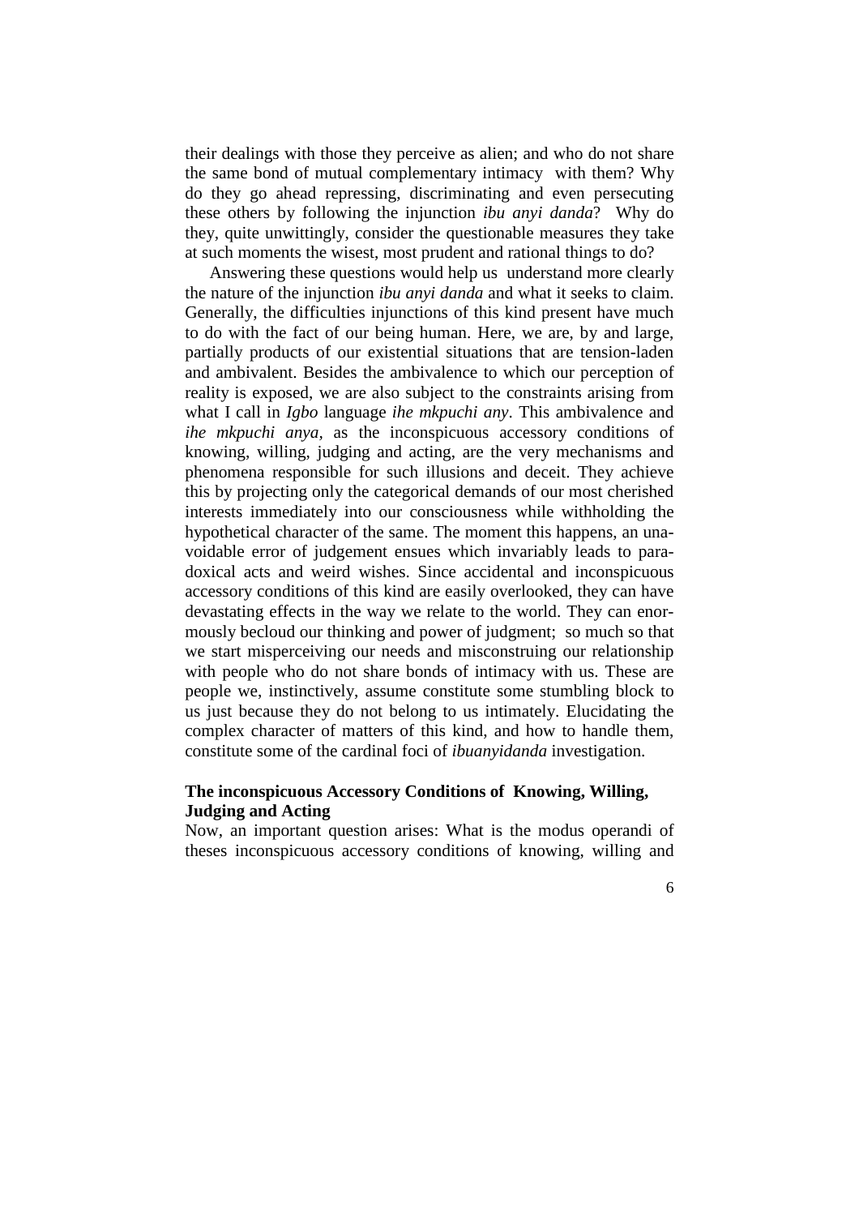their dealings with those they perceive as alien; and who do not share the same bond of mutual complementary intimacy with them? Why do they go ahead repressing, discriminating and even persecuting these others by following the injunction *ibu anyi danda*? Why do they, quite unwittingly, consider the questionable measures they take at such moments the wisest, most prudent and rational things to do?

Answering these questions would help us understand more clearly the nature of the injunction *ibu anyi danda* and what it seeks to claim. Generally, the difficulties injunctions of this kind present have much to do with the fact of our being human. Here, we are, by and large, partially products of our existential situations that are tension-laden and ambivalent. Besides the ambivalence to which our perception of reality is exposed, we are also subject to the constraints arising from what I call in *Igbo* language *ihe mkpuchi any*. This ambivalence and *ihe mkpuchi anya,* as the inconspicuous accessory conditions of knowing, willing, judging and acting, are the very mechanisms and phenomena responsible for such illusions and deceit. They achieve this by projecting only the categorical demands of our most cherished interests immediately into our consciousness while withholding the hypothetical character of the same. The moment this happens, an unavoidable error of judgement ensues which invariably leads to paradoxical acts and weird wishes. Since accidental and inconspicuous accessory conditions of this kind are easily overlooked, they can have devastating effects in the way we relate to the world. They can enormously becloud our thinking and power of judgment; so much so that we start misperceiving our needs and misconstruing our relationship with people who do not share bonds of intimacy with us. These are people we, instinctively, assume constitute some stumbling block to us just because they do not belong to us intimately. Elucidating the complex character of matters of this kind, and how to handle them, constitute some of the cardinal foci of *ibuanyidanda* investigation.

### The inconspicuous Accessory Conditions of Knowing, Willing, Judging and Acting

Now, an important question arises: What is the modus operandi of theses inconspicuous accessory conditions of knowing, willing and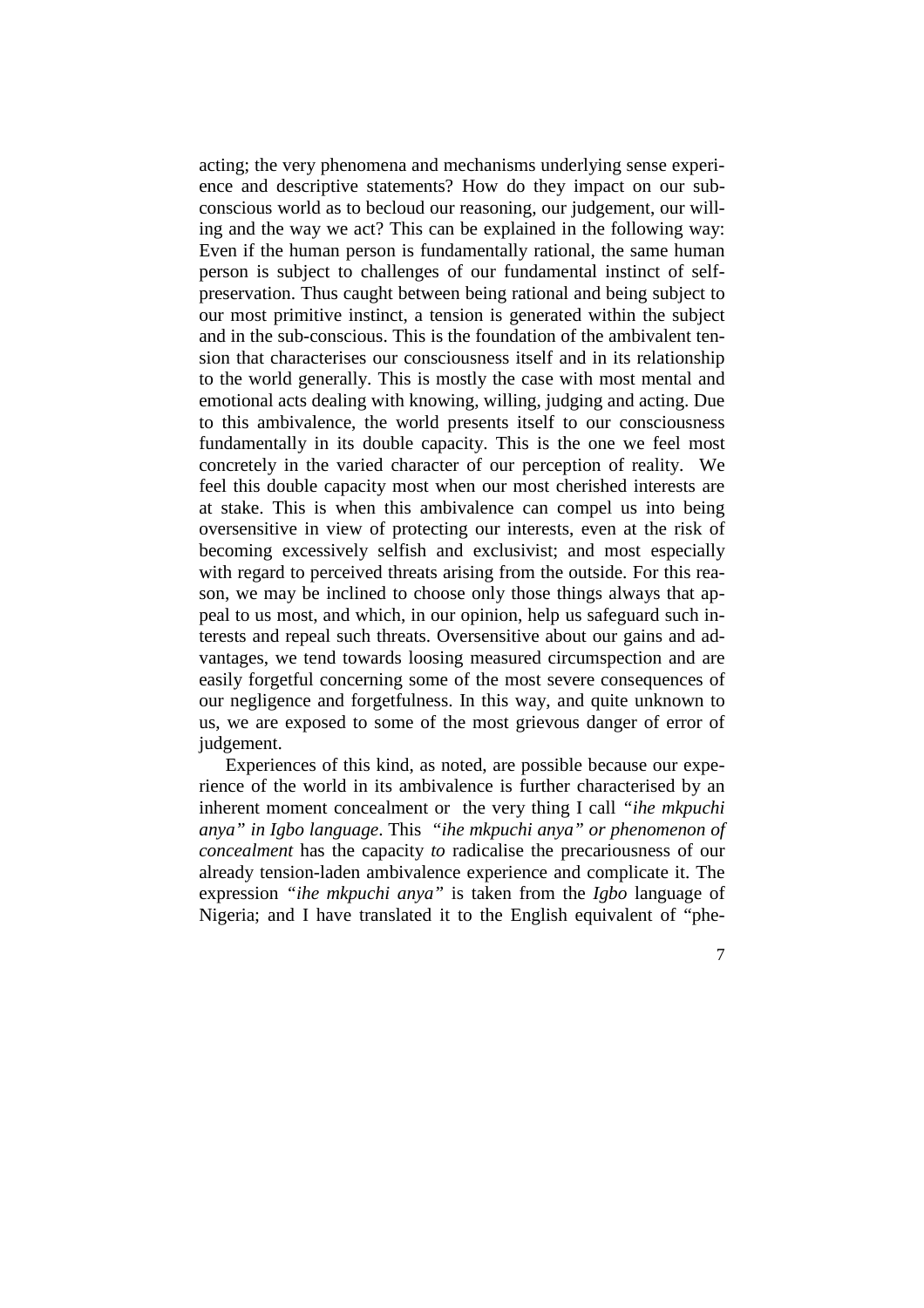acting; the very phenomena and mechanisms underlying sense experience and descriptive statements? How do they impact on our subconscious world as to becloud our reasoning, our judgement, our willing and the way we act? This can be explained in the following way: Even if the human person is fundamentally rational, the same human person is subject to challenges of our fundamental instinct of self-preservation. Thus caught between being rational and being subject to our most primitive instinct, a tension is generated within the subject and in the sub-conscious. This is the foundation of the ambivalent tension that characterises our consciousness itself and in its relationship to the world generally. This is mostly the case with most mental and emotional acts dealing with knowing, willing, judging and acting. Due to this ambivalence, the world presents itself to our consciousness fundamentally in its double capacity. This is the one we feel most concretely in the varied character of our perception of reality. We feel this double capacity most when our most cherished interests are at stake. This is when this ambivalence can compel us into being oversensitive in view of protecting our interests, even at the risk of becoming excessively selfish and exclusivist; and most especially with regard to perceived threats arising from the outside. For this reason, we may be inclined to choose only those things always that appeal to us most, and which, in our opinion, help us safeguard such interests and repeal such threats. Oversensitive about our gains and advantages, we tend towards loosing measured circumspection and are easily forgetful concerning some of the most severe consequences of our negligence and forgetfulness. In this way, and quite unknown to us, we are exposed to some of the most grievous danger of error of judgement.

Experiences of this kind, as noted, are possible because our experience of the world in its ambivalence is further characterised by an inherent moment concealment or the very thing I call *"ihe mkpuchi anya" in Igbo language*. This *"ihe mkpuchi anya" or phenomenon of concealment* has the capacity *to* radicalise the precariousness of our already tension-laden ambivalence experience and complicate it. The expression *"ihe mkpuchi anya"* is taken from the *Igbo* language of Nigeria; and I have translated it to the English equivalent of "phe-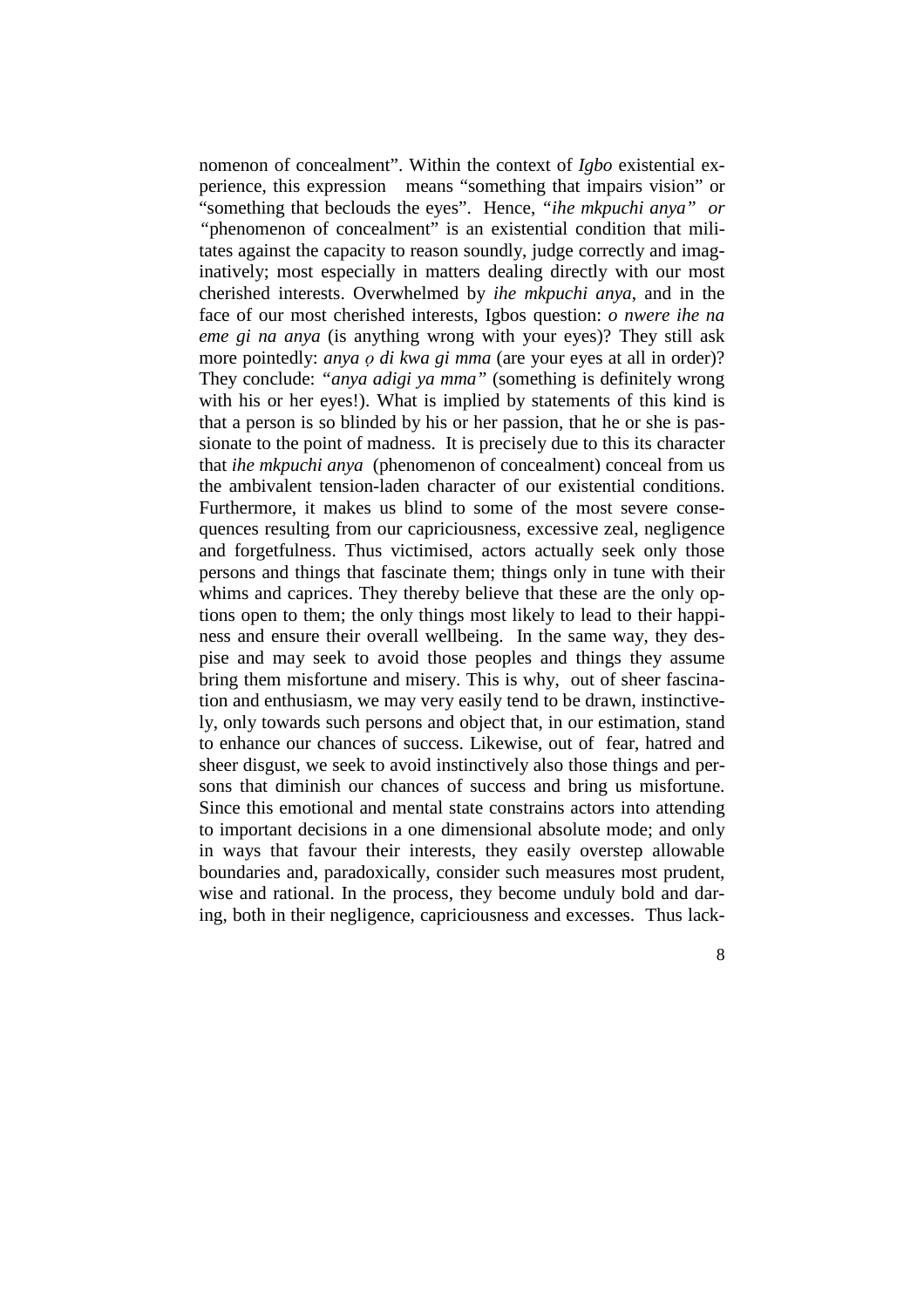nomenon of concealment". Within the context of *Igbo* existential experience, this expression means "something that impairs vision" or "something that beclouds the eyes". Hence, *"ihe mkpuchi anya" or* "phenomenon of concealment" is an existential condition that militates against the capacity to reason soundly, judge correctly and imaginatively; most especially in matters dealing directly with our most cherished interests. Overwhelmed by *ihe mkpuchi anya*, and in the face of our most cherished interests, Igbos question: *o nwere ihe na eme gi na anya* (is anything wrong with your eyes)? They still ask more pointedly: *anya ọ di kwa gi mma* (are your eyes at all in order)? They conclude: *"anya adigi ya mma"* (something is definitely wrong with his or her eyes!). What is implied by statements of this kind is that a person is so blinded by his or her passion, that he or she is passionate to the point of madness. It is precisely due to this its character that *ihe mkpuchi anya* (phenomenon of concealment) conceal from us the ambivalent tension-laden character of our existential conditions. Furthermore, it makes us blind to some of the most severe consequences resulting from our capriciousness, excessive zeal, negligence and forgetfulness. Thus victimised, actors actually seek only those persons and things that fascinate them; things only in tune with their whims and caprices. They thereby believe that these are the only options open to them; the only things most likely to lead to their happiness and ensure their overall wellbeing. In the same way, they despise and may seek to avoid those peoples and things they assume bring them misfortune and misery. This is why, out of sheer fascination and enthusiasm, we may very easily tend to be drawn, instinctively, only towards such persons and object that, in our estimation, stand to enhance our chances of success. Likewise, out of fear, hatred and sheer disgust, we seek to avoid instinctively also those things and persons that diminish our chances of success and bring us misfortune. Since this emotional and mental state constrains actors into attending to important decisions in a one dimensional absolute mode; and only in ways that favour their interests, they easily overstep allowable boundaries and, paradoxically, consider such measures most prudent, wise and rational. In the process, they become unduly bold and daring, both in their negligence, capriciousness and excesses. Thus lack-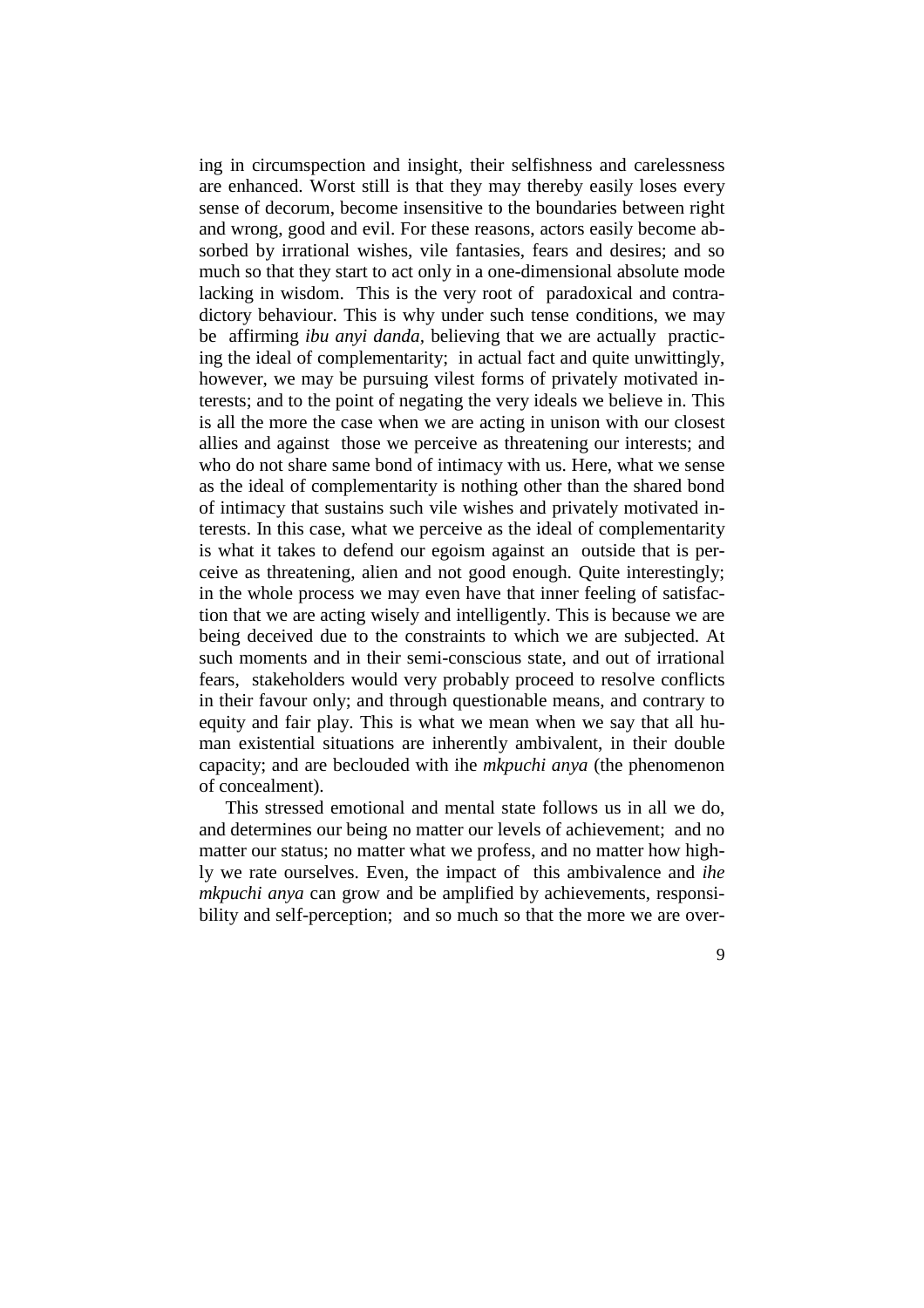ing in circumspection and insight, their selfishness and carelessness are enhanced. Worst still is that they may thereby easily loses every sense of decorum, become insensitive to the boundaries between right and wrong, good and evil. For these reasons, actors easily become absorbed by irrational wishes, vile fantasies, fears and desires; and so much so that they start to act only in a one-dimensional absolute mode lacking in wisdom. This is the very root of paradoxical and contradictory behaviour. This is why under such tense conditions, we may be affirming *ibu anyi danda,* believing that we are actually practicing the ideal of complementarity; in actual fact and quite unwittingly, however, we may be pursuing vilest forms of privately motivated interests; and to the point of negating the very ideals we believe in. This is all the more the case when we are acting in unison with our closest allies and against those we perceive as threatening our interests; and who do not share same bond of intimacy with us. Here, what we sense as the ideal of complementarity is nothing other than the shared bond of intimacy that sustains such vile wishes and privately motivated interests. In this case, what we perceive as the ideal of complementarity is what it takes to defend our egoism against an outside that is perceive as threatening, alien and not good enough. Quite interestingly; in the whole process we may even have that inner feeling of satisfaction that we are acting wisely and intelligently. This is because we are being deceived due to the constraints to which we are subjected. At such moments and in their semi-conscious state, and out of irrational fears, stakeholders would very probably proceed to resolve conflicts in their favour only; and through questionable means, and contrary to equity and fair play. This is what we mean when we say that all human existential situations are inherently ambivalent, in their double capacity; and are beclouded with ihe *mkpuchi anya* (the phenomenon of concealment).

This stressed emotional and mental state follows us in all we do, and determines our being no matter our levels of achievement; and no matter our status; no matter what we profess, and no matter how highly we rate ourselves. Even, the impact of this ambivalence and *ihe mkpuchi anya* can grow and be amplified by achievements, responsibility and self-perception; and so much so that the more we are over-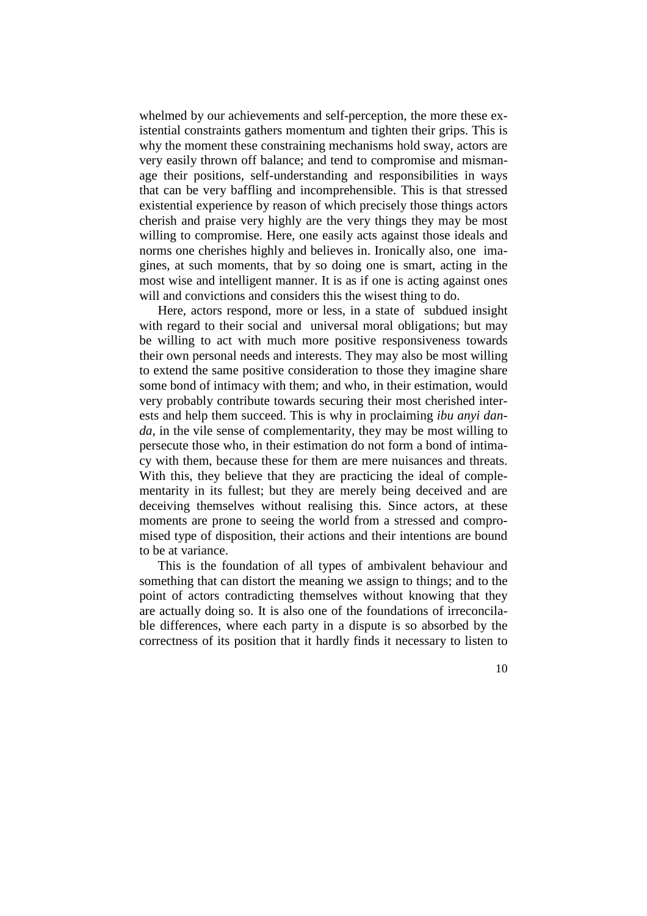whelmed by our achievements and self-perception, the more these existential constraints gathers momentum and tighten their grips. This is why the moment these constraining mechanisms hold sway, actors are very easily thrown off balance; and tend to compromise and mismanage their positions, self-understanding and responsibilities in ways that can be very baffling and incomprehensible. This is that stressed existential experience by reason of which precisely those things actors cherish and praise very highly are the very things they may be most willing to compromise. Here, one easily acts against those ideals and norms one cherishes highly and believes in. Ironically also, one imagines, at such moments, that by so doing one is smart, acting in the most wise and intelligent manner. It is as if one is acting against ones will and convictions and considers this the wisest thing to do.

Here, actors respond, more or less, in a state of subdued insight with regard to their social and universal moral obligations; but may be willing to act with much more positive responsiveness towards their own personal needs and interests. They may also be most willing to extend the same positive consideration to those they imagine share some bond of intimacy with them; and who, in their estimation, would very probably contribute towards securing their most cherished interests and help them succeed. This is why in proclaiming *ibu anyi danda*, in the vile sense of complementarity, they may be most willing to persecute those who, in their estimation do not form a bond of intimacy with them, because these for them are mere nuisances and threats. With this, they believe that they are practicing the ideal of complementarity in its fullest; but they are merely being deceived and are deceiving themselves without realising this. Since actors, at these moments are prone to seeing the world from a stressed and compromised type of disposition, their actions and their intentions are bound to be at variance.

This is the foundation of all types of ambivalent behaviour and something that can distort the meaning we assign to things; and to the point of actors contradicting themselves without knowing that they are actually doing so. It is also one of the foundations of irreconcilable differences, where each party in a dispute is so absorbed by the correctness of its position that it hardly finds it necessary to listen to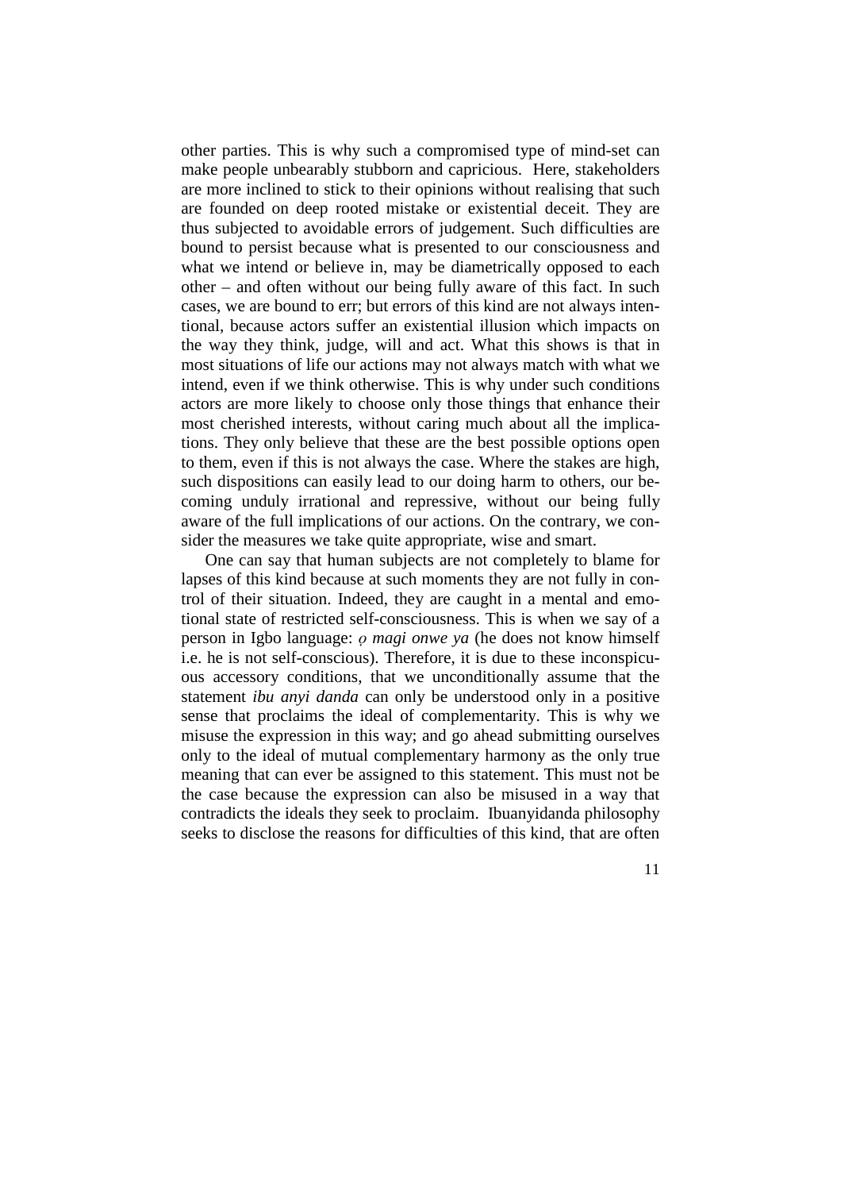other parties. This is why such a compromised type of mind-set can make people unbearably stubborn and capricious. Here, stakeholders are more inclined to stick to their opinions without realising that such are founded on deep rooted mistake or existential deceit. They are thus subjected to avoidable errors of judgement. Such difficulties are bound to persist because what is presented to our consciousness and what we intend or believe in, may be diametrically opposed to each other – and often without our being fully aware of this fact. In such cases, we are bound to err; but errors of this kind are not always intentional, because actors suffer an existential illusion which impacts on the way they think, judge, will and act. What this shows is that in most situations of life our actions may not always match with what we intend, even if we think otherwise. This is why under such conditions actors are more likely to choose only those things that enhance their most cherished interests, without caring much about all the implications. They only believe that these are the best possible options open to them, even if this is not always the case. Where the stakes are high, such dispositions can easily lead to our doing harm to others, our becoming unduly irrational and repressive, without our being fully aware of the full implications of our actions. On the contrary, we consider the measures we take quite appropriate, wise and smart.

One can say that human subjects are not completely to blame for lapses of this kind because at such moments they are not fully in control of their situation. Indeed, they are caught in a mental and emotional state of restricted self-consciousness. This is when we say of a person in Igbo language: *ọ magi onwe ya* (he does not know himself i.e. he is not self-conscious). Therefore, it is due to these inconspicuous accessory conditions, that we unconditionally assume that the statement *ibu anyi danda* can only be understood only in a positive sense that proclaims the ideal of complementarity. This is why we misuse the expression in this way; and go ahead submitting ourselves only to the ideal of mutual complementary harmony as the only true meaning that can ever be assigned to this statement. This must not be the case because the expression can also be misused in a way that contradicts the ideals they seek to proclaim. Ibuanyidanda philosophy seeks to disclose the reasons for difficulties of this kind, that are often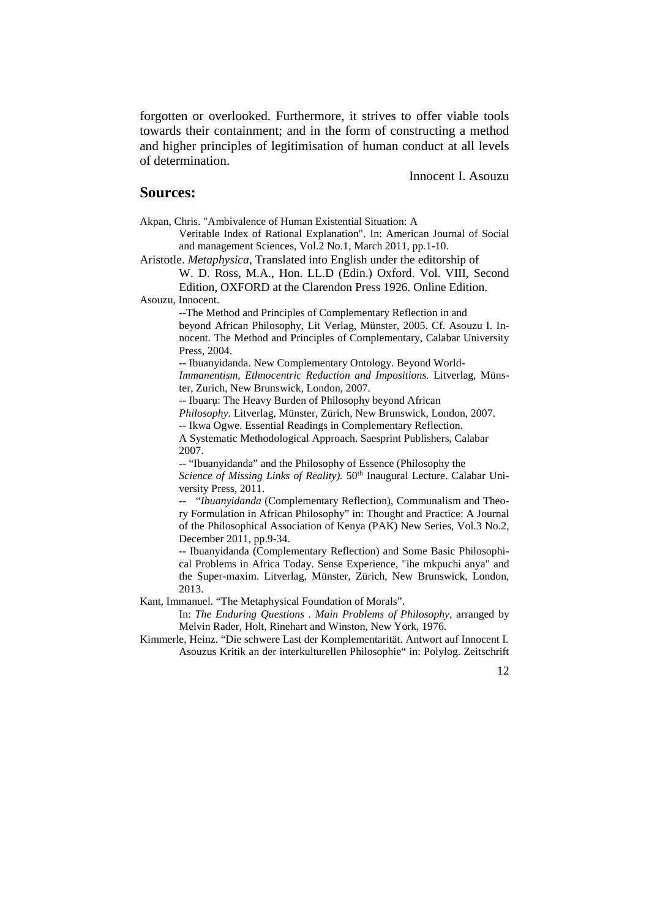forgotten or overlooked. Furthermore, it strives to offer viable tools towards their containment; and in the form of constructing a method and higher principles of legitimisation of human conduct at all levels of determination.

Innocent I. Asouzu

## Sources:

Akpan, Chris. "Ambivalence of Human Existential Situation: A Veritable Index of Rational Explanation". In: American Journal of Social and management Sciences, Vol.2 No.1, March 2011, pp.1-10.

Aristotle. *Metaphysica*, Translated into English under the editorship of W. D. Ross, M.A., Hon. LL.D (Edin.) Oxford. Vol. VIII, Second Edition, OXFORD at the Clarendon Press 1926. Online Edition.

Asouzu, Innocent.

--The Method and Principles of Complementary Reflection in and beyond African Philosophy, Lit Verlag, Münster, 2005. Cf. Asouzu I. Innocent. The Method and Principles of Complementary, Calabar University Press, 2004.

-- Ibuanyidanda. New Complementary Ontology. Beyond World-*Immanentism, Ethnocentric Reduction and Impositions.* Litverlag, Münster, Zurich, New Brunswick, London, 2007.

-- Ibuarụ: The Heavy Burden of Philosophy beyond African *Philosophy.* Litverlag, Münster, Zürich, New Brunswick, London, 2007.

-- Ikwa Ogwe. Essential Readings in Complementary Reflection. A Systematic Methodological Approach. Saesprint Publishers, Calabar 2007.

-- "Ibuanyidanda" and the Philosophy of Essence (Philosophy the *Science of Missing Links of Reality).* 50th Inaugural Lecture. Calabar University Press, 2011.

-- "*Ibuanyidanda* (Complementary Reflection), Communalism and Theory Formulation in African Philosophy" in: Thought and Practice: A Journal of the Philosophical Association of Kenya (PAK) New Series, Vol.3 No.2, December 2011, pp.9-34.

-- Ibuanyidanda (Complementary Reflection) and Some Basic Philosophical Problems in Africa Today. Sense Experience, "ihe mkpuchi anya" and the Super-maxim. Litverlag, Münster, Zürich, New Brunswick, London, 2013.

Kant, Immanuel. "The Metaphysical Foundation of Morals". In: *The Enduring Questions . Main Problems of Philosophy*, arranged by Melvin Rader, Holt, Rinehart and Winston, New York, 1976.

Kimmerle, Heinz. "Die schwere Last der Komplementarität. Antwort auf Innocent I. Asouzus Kritik an der interkulturellen Philosophie" in: Polylog. Zeitschrift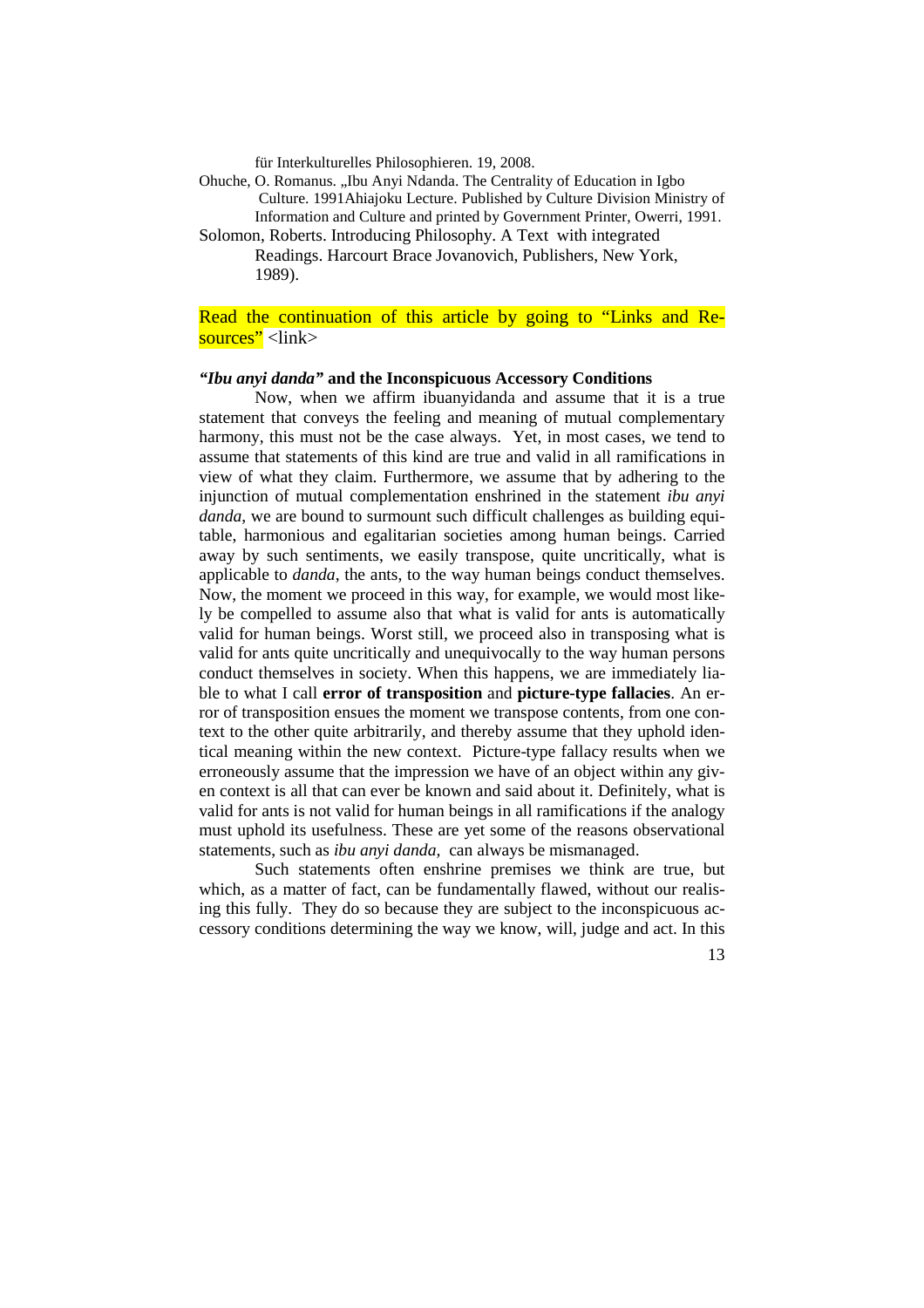für Interkulturelles Philosophieren. 19, 2008.

Ohuche, O. Romanus. „Ibu Anyi Ndanda. The Centrality of Education in Igbo Culture. 1991Ahiajoku Lecture. Published by Culture Division Ministry of Information and Culture and printed by Government Printer, Owerri, 1991.

Solomon, Roberts. Introducing Philosophy. A Text with integrated Readings. Harcourt Brace Jovanovich, Publishers, New York, 1989).

Read the continuation of this article by going to "Links and Resources" <link>

### *"Ibu anyi danda"* and the Inconspicuous Accessory Conditions

Now, when we affirm ibuanyidanda and assume that it is a true statement that conveys the feeling and meaning of mutual complementary harmony, this must not be the case always. Yet, in most cases, we tend to assume that statements of this kind are true and valid in all ramifications in view of what they claim. Furthermore, we assume that by adhering to the injunction of mutual complementation enshrined in the statement *ibu anyi danda*, we are bound to surmount such difficult challenges as building equitable, harmonious and egalitarian societies among human beings. Carried away by such sentiments, we easily transpose, quite uncritically, what is applicable to *danda*, the ants, to the way human beings conduct themselves. Now, the moment we proceed in this way, for example, we would most likely be compelled to assume also that what is valid for ants is automatically valid for human beings. Worst still, we proceed also in transposing what is valid for ants quite uncritically and unequivocally to the way human persons conduct themselves in society. When this happens, we are immediately liable to what I call **error of transposition** and **picture-type fallacies**. An error of transposition ensues the moment we transpose contents, from one context to the other quite arbitrarily, and thereby assume that they uphold identical meaning within the new context. Picture-type fallacy results when we erroneously assume that the impression we have of an object within any given context is all that can ever be known and said about it. Definitely, what is valid for ants is not valid for human beings in all ramifications if the analogy must uphold its usefulness. These are yet some of the reasons observational statements, such as *ibu anyi danda*, can always be mismanaged.

Such statements often enshrine premises we think are true, but which, as a matter of fact, can be fundamentally flawed, without our realising this fully. They do so because they are subject to the inconspicuous accessory conditions determining the way we know, will, judge and act. In this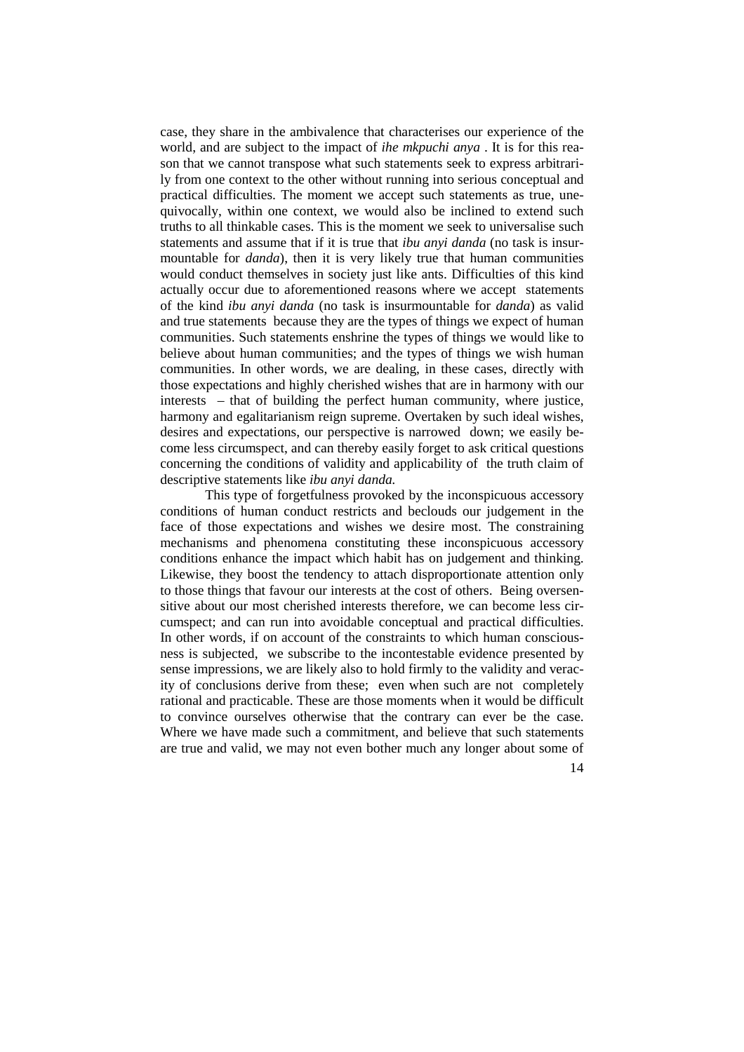case, they share in the ambivalence that characterises our experience of the world, and are subject to the impact of *ihe mkpuchi anya* . It is for this reason that we cannot transpose what such statements seek to express arbitrarily from one context to the other without running into serious conceptual and practical difficulties. The moment we accept such statements as true, unequivocally, within one context, we would also be inclined to extend such truths to all thinkable cases. This is the moment we seek to universalise such statements and assume that if it is true that *ibu anyi danda* (no task is insurmountable for *danda*), then it is very likely true that human communities would conduct themselves in society just like ants. Difficulties of this kind actually occur due to aforementioned reasons where we accept statements of the kind *ibu anyi danda* (no task is insurmountable for *danda*) as valid and true statements because they are the types of things we expect of human communities. Such statements enshrine the types of things we would like to believe about human communities; and the types of things we wish human communities. In other words, we are dealing, in these cases, directly with those expectations and highly cherished wishes that are in harmony with our interests – that of building the perfect human community, where justice, harmony and egalitarianism reign supreme. Overtaken by such ideal wishes, desires and expectations, our perspective is narrowed down; we easily become less circumspect, and can thereby easily forget to ask critical questions concerning the conditions of validity and applicability of the truth claim of descriptive statements like *ibu anyi danda.*

This type of forgetfulness provoked by the inconspicuous accessory conditions of human conduct restricts and beclouds our judgement in the face of those expectations and wishes we desire most. The constraining mechanisms and phenomena constituting these inconspicuous accessory conditions enhance the impact which habit has on judgement and thinking. Likewise, they boost the tendency to attach disproportionate attention only to those things that favour our interests at the cost of others. Being oversensitive about our most cherished interests therefore, we can become less circumspect; and can run into avoidable conceptual and practical difficulties. In other words, if on account of the constraints to which human consciousness is subjected, we subscribe to the incontestable evidence presented by sense impressions, we are likely also to hold firmly to the validity and veracity of conclusions derive from these; even when such are not completely rational and practicable. These are those moments when it would be difficult to convince ourselves otherwise that the contrary can ever be the case. Where we have made such a commitment, and believe that such statements are true and valid, we may not even bother much any longer about some of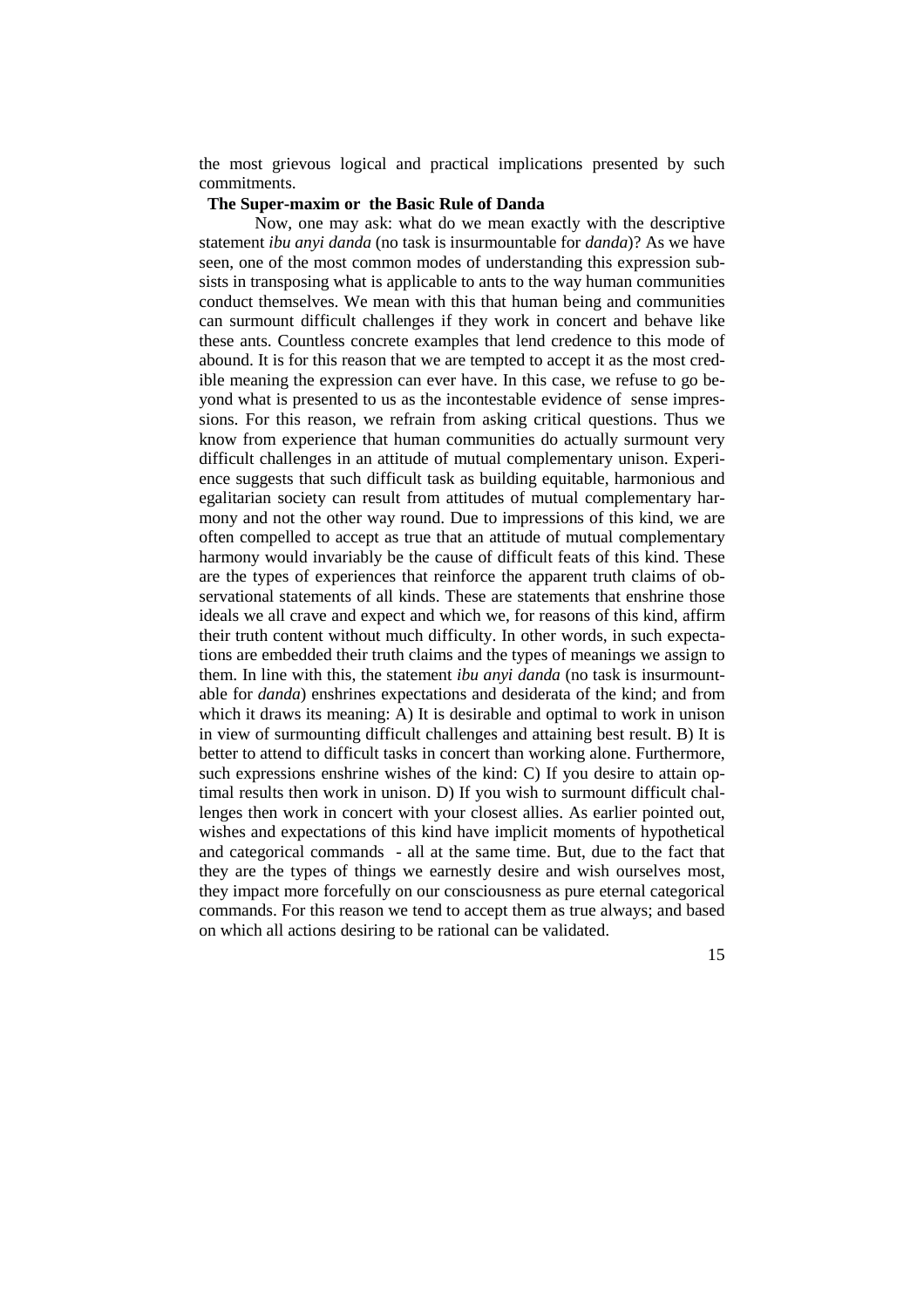the most grievous logical and practical implications presented by such commitments.

**The Super-maxim or the Basic Rule of Danda**

Now, one may ask: what do we mean exactly with the descriptive statement *ibu anyi danda* (no task is insurmountable for *danda*)? As we have seen, one of the most common modes of understanding this expression subsists in transposing what is applicable to ants to the way human communities conduct themselves. We mean with this that human being and communities can surmount difficult challenges if they work in concert and behave like these ants. Countless concrete examples that lend credence to this mode of abound. It is for this reason that we are tempted to accept it as the most credible meaning the expression can ever have. In this case, we refuse to go beyond what is presented to us as the incontestable evidence of sense impressions. For this reason, we refrain from asking critical questions. Thus we know from experience that human communities do actually surmount very difficult challenges in an attitude of mutual complementary unison. Experience suggests that such difficult task as building equitable, harmonious and egalitarian society can result from attitudes of mutual complementary harmony and not the other way round. Due to impressions of this kind, we are often compelled to accept as true that an attitude of mutual complementary harmony would invariably be the cause of difficult feats of this kind. These are the types of experiences that reinforce the apparent truth claims of observational statements of all kinds. These are statements that enshrine those ideals we all crave and expect and which we, for reasons of this kind, affirm their truth content without much difficulty. In other words, in such expectations are embedded their truth claims and the types of meanings we assign to them. In line with this, the statement *ibu anyi danda* (no task is insurmountable for *danda*) enshrines expectations and desiderata of the kind; and from which it draws its meaning: A) It is desirable and optimal to work in unison in view of surmounting difficult challenges and attaining best result. B) It is better to attend to difficult tasks in concert than working alone. Furthermore, such expressions enshrine wishes of the kind: C) If you desire to attain optimal results then work in unison. D) If you wish to surmount difficult challenges then work in concert with your closest allies. As earlier pointed out, wishes and expectations of this kind have implicit moments of hypothetical and categorical commands - all at the same time. But, due to the fact that they are the types of things we earnestly desire and wish ourselves most, they impact more forcefully on our consciousness as pure eternal categorical commands. For this reason we tend to accept them as true always; and based on which all actions desiring to be rational can be validated.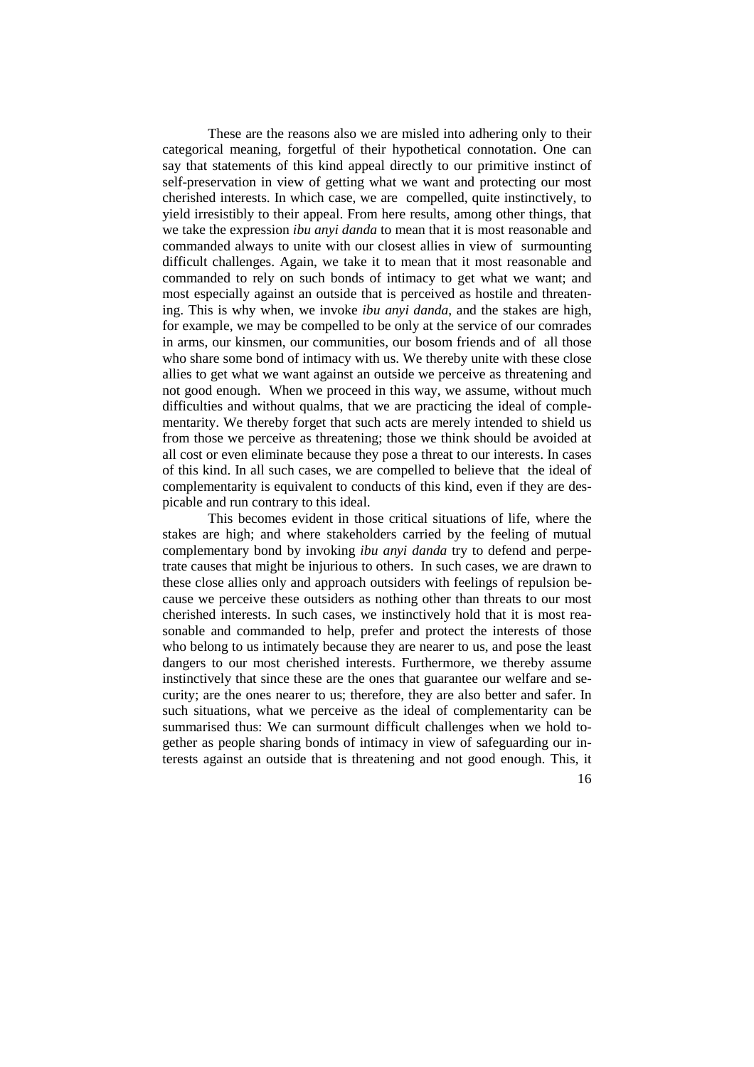These are the reasons also we are misled into adhering only to their categorical meaning, forgetful of their hypothetical connotation. One can say that statements of this kind appeal directly to our primitive instinct of self-preservation in view of getting what we want and protecting our most cherished interests. In which case, we are compelled, quite instinctively, to yield irresistibly to their appeal. From here results, among other things, that we take the expression *ibu anyi danda* to mean that it is most reasonable and commanded always to unite with our closest allies in view of surmounting difficult challenges. Again, we take it to mean that it most reasonable and commanded to rely on such bonds of intimacy to get what we want; and most especially against an outside that is perceived as hostile and threatening. This is why when, we invoke *ibu anyi danda*, and the stakes are high, for example, we may be compelled to be only at the service of our comrades in arms, our kinsmen, our communities, our bosom friends and of all those who share some bond of intimacy with us. We thereby unite with these close allies to get what we want against an outside we perceive as threatening and not good enough. When we proceed in this way, we assume, without much difficulties and without qualms, that we are practicing the ideal of complementarity. We thereby forget that such acts are merely intended to shield us from those we perceive as threatening; those we think should be avoided at all cost or even eliminate because they pose a threat to our interests. In cases of this kind. In all such cases, we are compelled to believe that the ideal of complementarity is equivalent to conducts of this kind, even if they are despicable and run contrary to this ideal.

This becomes evident in those critical situations of life, where the stakes are high; and where stakeholders carried by the feeling of mutual complementary bond by invoking *ibu anyi danda* try to defend and perpetrate causes that might be injurious to others. In such cases, we are drawn to these close allies only and approach outsiders with feelings of repulsion because we perceive these outsiders as nothing other than threats to our most cherished interests. In such cases, we instinctively hold that it is most reasonable and commanded to help, prefer and protect the interests of those who belong to us intimately because they are nearer to us, and pose the least dangers to our most cherished interests. Furthermore, we thereby assume instinctively that since these are the ones that guarantee our welfare and security; are the ones nearer to us; therefore, they are also better and safer. In such situations, what we perceive as the ideal of complementarity can be summarised thus: We can surmount difficult challenges when we hold together as people sharing bonds of intimacy in view of safeguarding our interests against an outside that is threatening and not good enough. This, it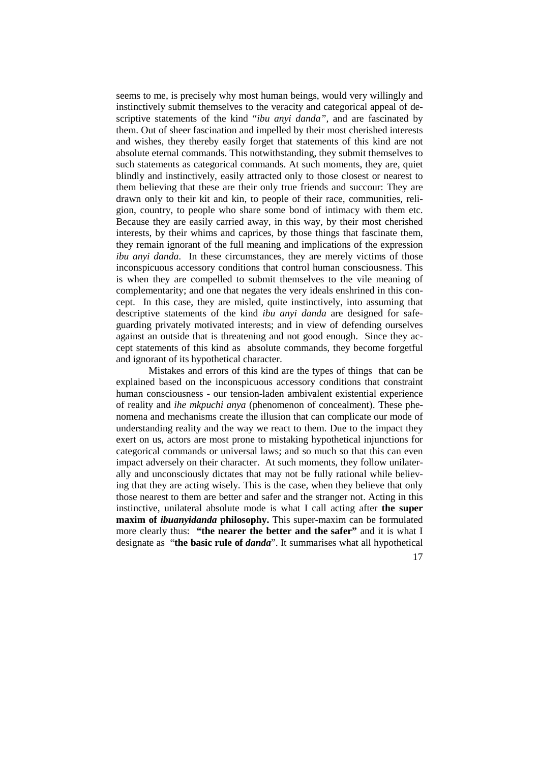seems to me, is precisely why most human beings, would very willingly and instinctively submit themselves to the veracity and categorical appeal of descriptive statements of the kind "*ibu anyi danda",* and are fascinated by them. Out of sheer fascination and impelled by their most cherished interests and wishes, they thereby easily forget that statements of this kind are not absolute eternal commands. This notwithstanding, they submit themselves to such statements as categorical commands. At such moments, they are, quiet blindly and instinctively, easily attracted only to those closest or nearest to them believing that these are their only true friends and succour: They are drawn only to their kit and kin, to people of their race, communities, religion, country, to people who share some bond of intimacy with them etc. Because they are easily carried away, in this way, by their most cherished interests, by their whims and caprices, by those things that fascinate them, they remain ignorant of the full meaning and implications of the expression *ibu anyi danda*. In these circumstances, they are merely victims of those inconspicuous accessory conditions that control human consciousness. This is when they are compelled to submit themselves to the vile meaning of complementarity; and one that negates the very ideals enshrined in this concept. In this case, they are misled, quite instinctively, into assuming that descriptive statements of the kind *ibu anyi danda* are designed for safeguarding privately motivated interests; and in view of defending ourselves against an outside that is threatening and not good enough. Since they accept statements of this kind as absolute commands, they become forgetful and ignorant of its hypothetical character.

Mistakes and errors of this kind are the types of things that can be explained based on the inconspicuous accessory conditions that constraint human consciousness - our tension-laden ambivalent existential experience of reality and *ihe mkpuchi anya* (phenomenon of concealment). These phenomena and mechanisms create the illusion that can complicate our mode of understanding reality and the way we react to them. Due to the impact they exert on us, actors are most prone to mistaking hypothetical injunctions for categorical commands or universal laws; and so much so that this can even impact adversely on their character. At such moments, they follow unilaterally and unconsciously dictates that may not be fully rational while believing that they are acting wisely. This is the case, when they believe that only those nearest to them are better and safer and the stranger not. Acting in this instinctive, unilateral absolute mode is what I call acting after **the super maxim of *ibuanyidanda* philosophy.** This super-maxim can be formulated more clearly thus: **"the nearer the better and the safer"** and it is what I designate as "**the basic rule of *danda***". It summarises what all hypothetical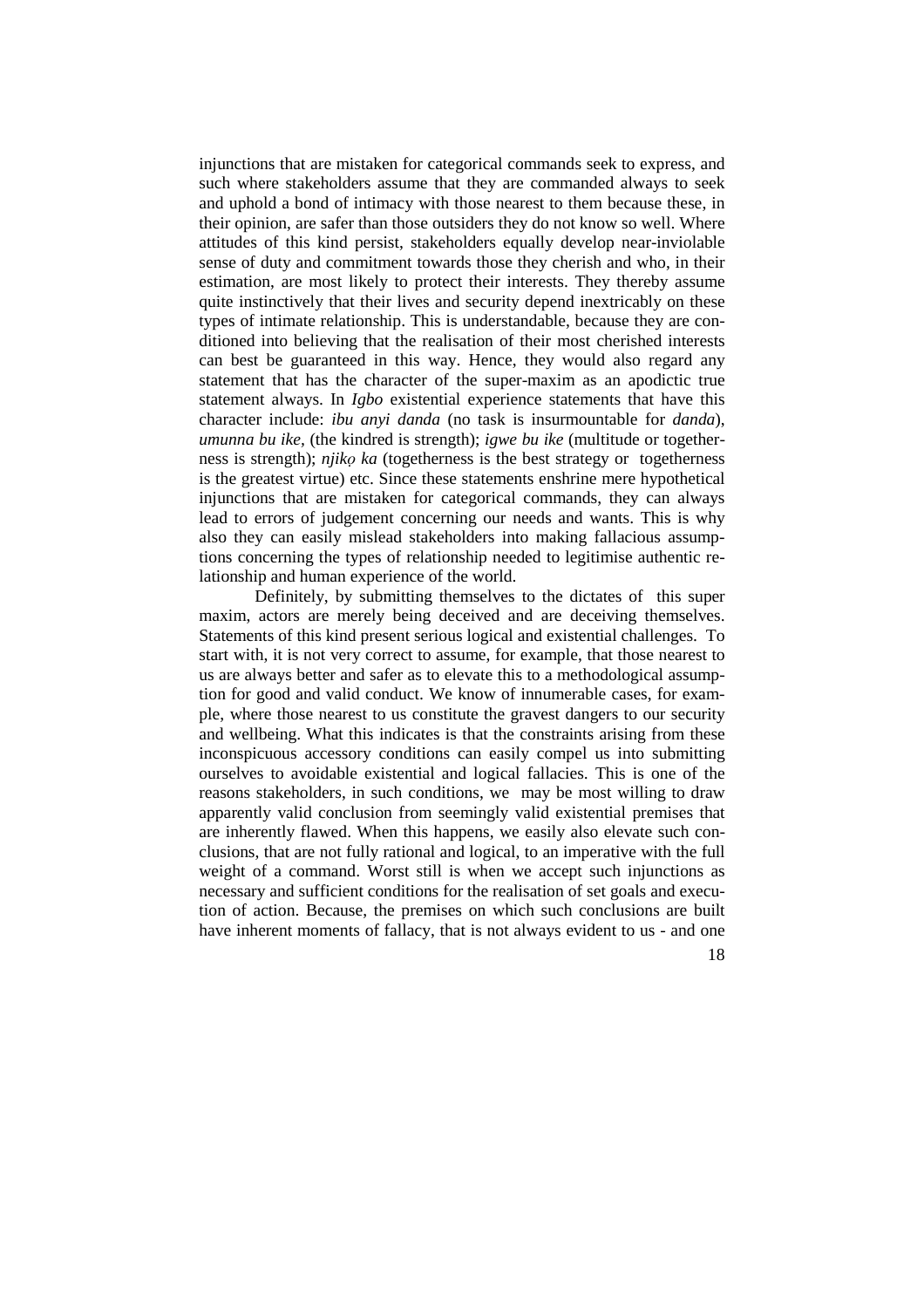injunctions that are mistaken for categorical commands seek to express, and such where stakeholders assume that they are commanded always to seek and uphold a bond of intimacy with those nearest to them because these, in their opinion, are safer than those outsiders they do not know so well. Where attitudes of this kind persist, stakeholders equally develop near-inviolable sense of duty and commitment towards those they cherish and who, in their estimation, are most likely to protect their interests. They thereby assume quite instinctively that their lives and security depend inextricably on these types of intimate relationship. This is understandable, because they are conditioned into believing that the realisation of their most cherished interests can best be guaranteed in this way. Hence, they would also regard any statement that has the character of the super-maxim as an apodictic true statement always. In *Igbo* existential experience statements that have this character include: *ibu anyi danda* (no task is insurmountable for *danda*), *umunna bu ike,* (the kindred is strength); *igwe bu ike* (multitude or togetherness is strength); *njikọ ka* (togetherness is the best strategy or togetherness is the greatest virtue) etc. Since these statements enshrine mere hypothetical injunctions that are mistaken for categorical commands, they can always lead to errors of judgement concerning our needs and wants. This is why also they can easily mislead stakeholders into making fallacious assumptions concerning the types of relationship needed to legitimise authentic relationship and human experience of the world.

Definitely, by submitting themselves to the dictates of this super maxim, actors are merely being deceived and are deceiving themselves. Statements of this kind present serious logical and existential challenges. To start with, it is not very correct to assume, for example, that those nearest to us are always better and safer as to elevate this to a methodological assumption for good and valid conduct. We know of innumerable cases, for example, where those nearest to us constitute the gravest dangers to our security and wellbeing. What this indicates is that the constraints arising from these inconspicuous accessory conditions can easily compel us into submitting ourselves to avoidable existential and logical fallacies. This is one of the reasons stakeholders, in such conditions, we may be most willing to draw apparently valid conclusion from seemingly valid existential premises that are inherently flawed. When this happens, we easily also elevate such conclusions, that are not fully rational and logical, to an imperative with the full weight of a command. Worst still is when we accept such injunctions as necessary and sufficient conditions for the realisation of set goals and execution of action. Because, the premises on which such conclusions are built have inherent moments of fallacy, that is not always evident to us - and one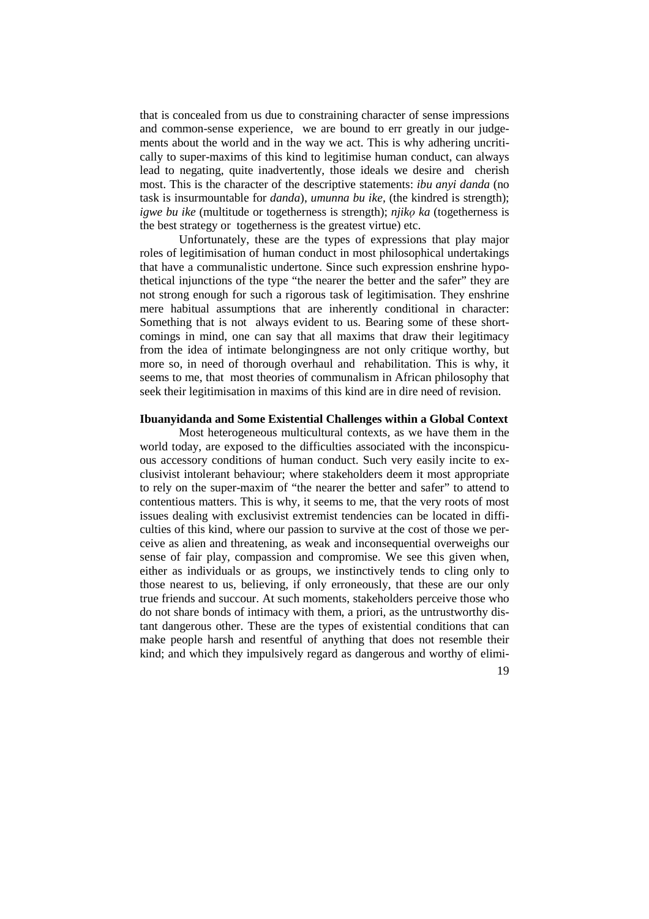that is concealed from us due to constraining character of sense impressions and common-sense experience, we are bound to err greatly in our judgements about the world and in the way we act. This is why adhering uncritically to super-maxims of this kind to legitimise human conduct, can always lead to negating, quite inadvertently, those ideals we desire and cherish most. This is the character of the descriptive statements: *ibu anyi danda* (no task is insurmountable for *danda*), *umunna bu ike,* (the kindred is strength); *igwe bu ike* (multitude or togetherness is strength); *njikọ ka* (togetherness is the best strategy or togetherness is the greatest virtue) etc.

Unfortunately, these are the types of expressions that play major roles of legitimisation of human conduct in most philosophical undertakings that have a communalistic undertone. Since such expression enshrine hypothetical injunctions of the type "the nearer the better and the safer" they are not strong enough for such a rigorous task of legitimisation. They enshrine mere habitual assumptions that are inherently conditional in character: Something that is not always evident to us. Bearing some of these shortcomings in mind, one can say that all maxims that draw their legitimacy from the idea of intimate belongingness are not only critique worthy, but more so, in need of thorough overhaul and rehabilitation. This is why, it seems to me, that most theories of communalism in African philosophy that seek their legitimisation in maxims of this kind are in dire need of revision.

### Ibuanyidanda and Some Existential Challenges within a Global Context

Most heterogeneous multicultural contexts, as we have them in the world today, are exposed to the difficulties associated with the inconspicuous accessory conditions of human conduct. Such very easily incite to exclusivist intolerant behaviour; where stakeholders deem it most appropriate to rely on the super-maxim of "the nearer the better and safer" to attend to contentious matters. This is why, it seems to me, that the very roots of most issues dealing with exclusivist extremist tendencies can be located in difficulties of this kind, where our passion to survive at the cost of those we perceive as alien and threatening, as weak and inconsequential overweighs our sense of fair play, compassion and compromise. We see this given when, either as individuals or as groups, we instinctively tends to cling only to those nearest to us, believing, if only erroneously, that these are our only true friends and succour. At such moments, stakeholders perceive those who do not share bonds of intimacy with them, a priori, as the untrustworthy distant dangerous other. These are the types of existential conditions that can make people harsh and resentful of anything that does not resemble their kind; and which they impulsively regard as dangerous and worthy of elimi-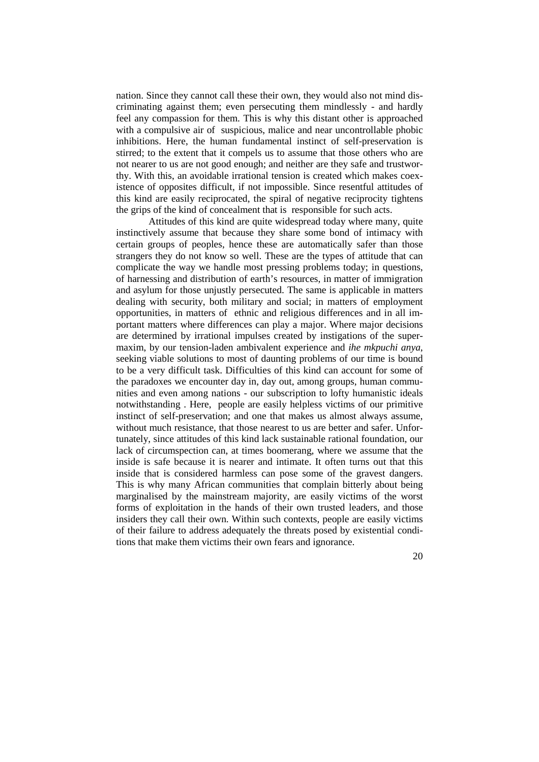nation. Since they cannot call these their own, they would also not mind discriminating against them; even persecuting them mindlessly - and hardly feel any compassion for them. This is why this distant other is approached with a compulsive air of suspicious, malice and near uncontrollable phobic inhibitions. Here, the human fundamental instinct of self-preservation is stirred; to the extent that it compels us to assume that those others who are not nearer to us are not good enough; and neither are they safe and trustworthy. With this, an avoidable irrational tension is created which makes coexistence of opposites difficult, if not impossible. Since resentful attitudes of this kind are easily reciprocated, the spiral of negative reciprocity tightens the grips of the kind of concealment that is responsible for such acts.

Attitudes of this kind are quite widespread today where many, quite instinctively assume that because they share some bond of intimacy with certain groups of peoples, hence these are automatically safer than those strangers they do not know so well. These are the types of attitude that can complicate the way we handle most pressing problems today; in questions, of harnessing and distribution of earth's resources, in matter of immigration and asylum for those unjustly persecuted. The same is applicable in matters dealing with security, both military and social; in matters of employment opportunities, in matters of ethnic and religious differences and in all important matters where differences can play a major. Where major decisions are determined by irrational impulses created by instigations of the super-maxim, by our tension-laden ambivalent experience and *ihe mkpuchi anya*, seeking viable solutions to most of daunting problems of our time is bound to be a very difficult task. Difficulties of this kind can account for some of the paradoxes we encounter day in, day out, among groups, human communities and even among nations - our subscription to lofty humanistic ideals notwithstanding . Here, people are easily helpless victims of our primitive instinct of self-preservation; and one that makes us almost always assume, without much resistance, that those nearest to us are better and safer. Unfortunately, since attitudes of this kind lack sustainable rational foundation, our lack of circumspection can, at times boomerang, where we assume that the inside is safe because it is nearer and intimate. It often turns out that this inside that is considered harmless can pose some of the gravest dangers. This is why many African communities that complain bitterly about being marginalised by the mainstream majority, are easily victims of the worst forms of exploitation in the hands of their own trusted leaders, and those insiders they call their own. Within such contexts, people are easily victims of their failure to address adequately the threats posed by existential conditions that make them victims their own fears and ignorance.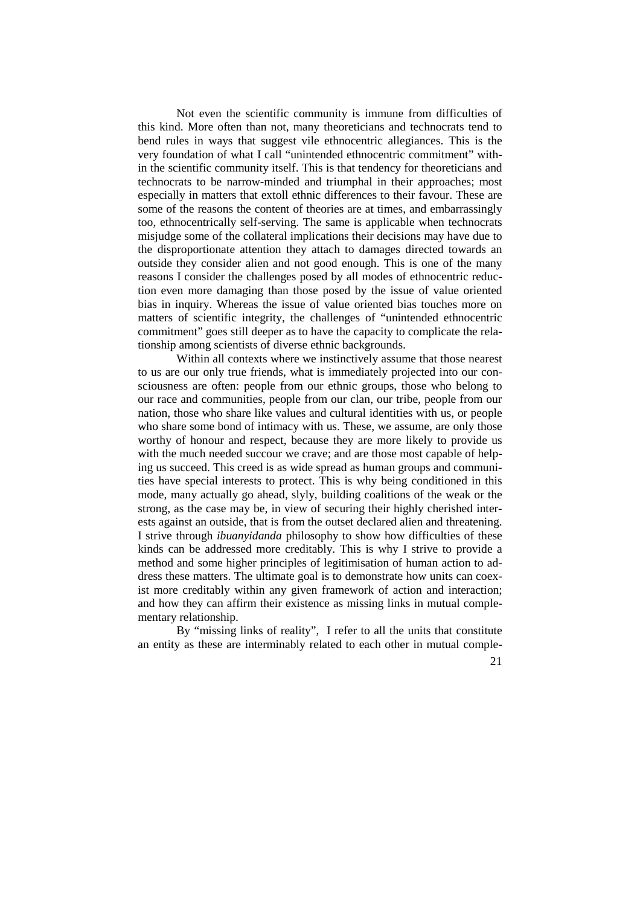Not even the scientific community is immune from difficulties of this kind. More often than not, many theoreticians and technocrats tend to bend rules in ways that suggest vile ethnocentric allegiances. This is the very foundation of what I call "unintended ethnocentric commitment" within the scientific community itself. This is that tendency for theoreticians and technocrats to be narrow-minded and triumphal in their approaches; most especially in matters that extoll ethnic differences to their favour. These are some of the reasons the content of theories are at times, and embarrassingly too, ethnocentrically self-serving. The same is applicable when technocrats misjudge some of the collateral implications their decisions may have due to the disproportionate attention they attach to damages directed towards an outside they consider alien and not good enough. This is one of the many reasons I consider the challenges posed by all modes of ethnocentric reduction even more damaging than those posed by the issue of value oriented bias in inquiry. Whereas the issue of value oriented bias touches more on matters of scientific integrity, the challenges of "unintended ethnocentric commitment" goes still deeper as to have the capacity to complicate the relationship among scientists of diverse ethnic backgrounds.

Within all contexts where we instinctively assume that those nearest to us are our only true friends, what is immediately projected into our consciousness are often: people from our ethnic groups, those who belong to our race and communities, people from our clan, our tribe, people from our nation, those who share like values and cultural identities with us, or people who share some bond of intimacy with us. These, we assume, are only those worthy of honour and respect, because they are more likely to provide us with the much needed succour we crave; and are those most capable of helping us succeed. This creed is as wide spread as human groups and communities have special interests to protect. This is why being conditioned in this mode, many actually go ahead, slyly, building coalitions of the weak or the strong, as the case may be, in view of securing their highly cherished interests against an outside, that is from the outset declared alien and threatening. I strive through *ibuanyidanda* philosophy to show how difficulties of these kinds can be addressed more creditably. This is why I strive to provide a method and some higher principles of legitimisation of human action to address these matters. The ultimate goal is to demonstrate how units can coexist more creditably within any given framework of action and interaction; and how they can affirm their existence as missing links in mutual complementary relationship.

By "missing links of reality", I refer to all the units that constitute an entity as these are interminably related to each other in mutual comple-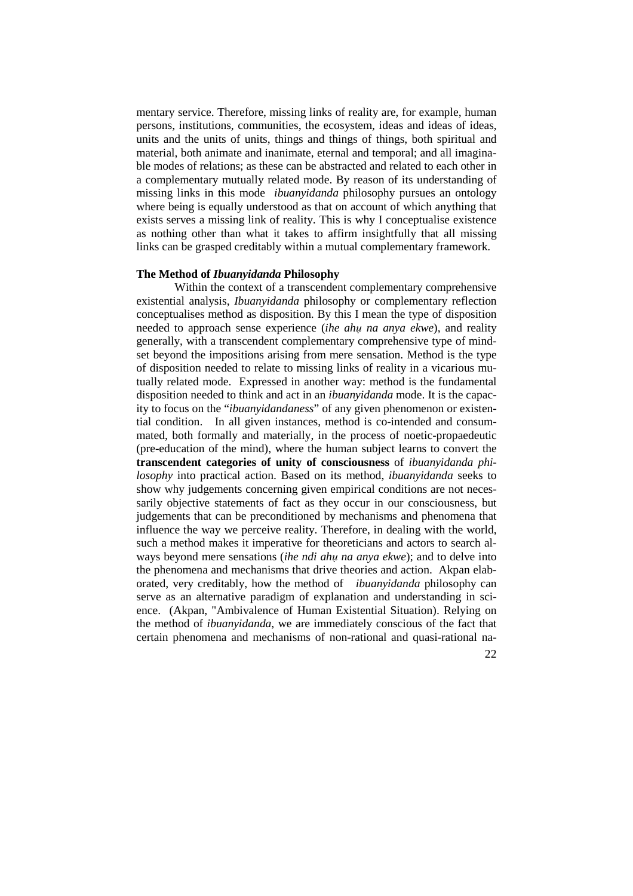mentary service. Therefore, missing links of reality are, for example, human persons, institutions, communities, the ecosystem, ideas and ideas of ideas, units and the units of units, things and things of things, both spiritual and material, both animate and inanimate, eternal and temporal; and all imaginable modes of relations; as these can be abstracted and related to each other in a complementary mutually related mode. By reason of its understanding of missing links in this mode *ibuanyidanda* philosophy pursues an ontology where being is equally understood as that on account of which anything that exists serves a missing link of reality. This is why I conceptualise existence as nothing other than what it takes to affirm insightfully that all missing links can be grasped creditably within a mutual complementary framework.

### The Method of *Ibuanyidanda* Philosophy

Within the context of a transcendent complementary comprehensive existential analysis, *Ibuanyidanda* philosophy or complementary reflection conceptualises method as disposition. By this I mean the type of disposition needed to approach sense experience (*ihe ahụ na anya ekwe*), and reality generally, with a transcendent complementary comprehensive type of mindset beyond the impositions arising from mere sensation. Method is the type of disposition needed to relate to missing links of reality in a vicarious mutually related mode. Expressed in another way: method is the fundamental disposition needed to think and act in an *ibuanyidanda* mode. It is the capacity to focus on the "*ibuanyidandaness*" of any given phenomenon or existential condition. In all given instances, method is co-intended and consummated, both formally and materially, in the process of noetic-propaedeutic (pre-education of the mind), where the human subject learns to convert the **transcendent categories of unity of consciousness** of *ibuanyidanda philosophy* into practical action. Based on its method, *ibuanyidanda* seeks to show why judgements concerning given empirical conditions are not necessarily objective statements of fact as they occur in our consciousness, but judgements that can be preconditioned by mechanisms and phenomena that influence the way we perceive reality. Therefore, in dealing with the world, such a method makes it imperative for theoreticians and actors to search always beyond mere sensations (*ihe ndi ahụ na anya ekwe*); and to delve into the phenomena and mechanisms that drive theories and action. Akpan elaborated, very creditably, how the method of *ibuanyidanda* philosophy can serve as an alternative paradigm of explanation and understanding in science. (Akpan, "Ambivalence of Human Existential Situation). Relying on the method of *ibuanyidanda*, we are immediately conscious of the fact that certain phenomena and mechanisms of non-rational and quasi-rational na-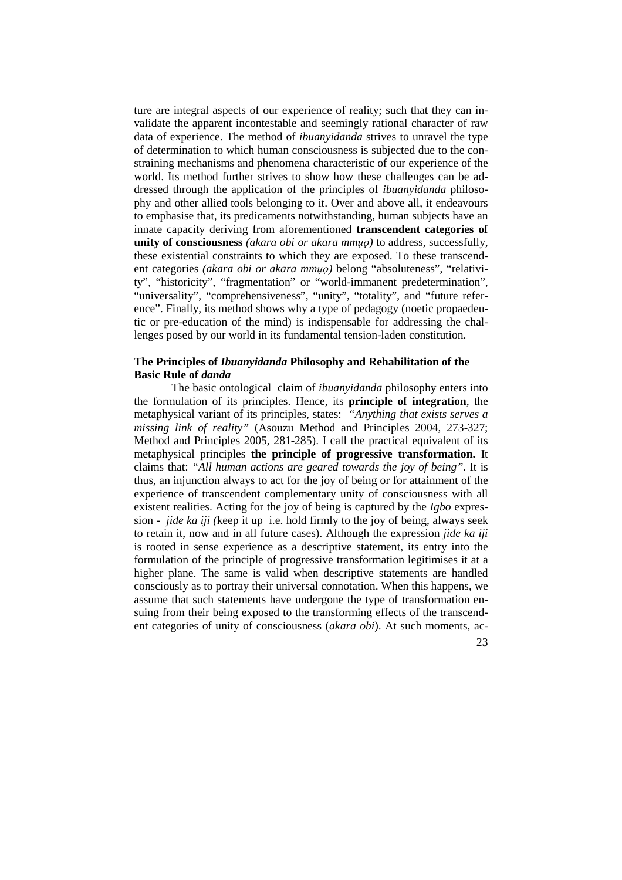ture are integral aspects of our experience of reality; such that they can invalidate the apparent incontestable and seemingly rational character of raw data of experience. The method of *ibuanyidanda* strives to unravel the type of determination to which human consciousness is subjected due to the constraining mechanisms and phenomena characteristic of our experience of the world. Its method further strives to show how these challenges can be addressed through the application of the principles of *ibuanyidanda* philosophy and other allied tools belonging to it. Over and above all, it endeavours to emphasise that, its predicaments notwithstanding, human subjects have an innate capacity deriving from aforementioned **transcendent categories of unity of consciousness** *(akara obi or akara mmụọ)* to address, successfully, these existential constraints to which they are exposed. To these transcendent categories *(akara obi or akara mmụọ)* belong "absoluteness", "relativity", "historicity", "fragmentation" or "world-immanent predetermination", "universality", "comprehensiveness", "unity", "totality", and "future reference". Finally, its method shows why a type of pedagogy (noetic propaedeutic or pre-education of the mind) is indispensable for addressing the challenges posed by our world in its fundamental tension-laden constitution.

## The Principles of *Ibuanyidanda* Philosophy and Rehabilitation of the Basic Rule of *danda*

The basic ontological claim of *ibuanyidanda* philosophy enters into the formulation of its principles. Hence, its **principle of integration**, the metaphysical variant of its principles, states: *"Anything that exists serves a missing link of reality"* (Asouzu Method and Principles 2004, 273-327; Method and Principles 2005, 281-285). I call the practical equivalent of its metaphysical principles **the principle of progressive transformation.** It claims that: *"All human actions are geared towards the joy of being"*. It is thus, an injunction always to act for the joy of being or for attainment of the experience of transcendent complementary unity of consciousness with all existent realities. Acting for the joy of being is captured by the *Igbo* expression - *jide ka iji (*keep it up i.e. hold firmly to the joy of being, always seek to retain it, now and in all future cases). Although the expression *jide ka iji* is rooted in sense experience as a descriptive statement, its entry into the formulation of the principle of progressive transformation legitimises it at a higher plane. The same is valid when descriptive statements are handled consciously as to portray their universal connotation. When this happens, we assume that such statements have undergone the type of transformation ensuing from their being exposed to the transforming effects of the transcendent categories of unity of consciousness (*akara obi*). At such moments, ac-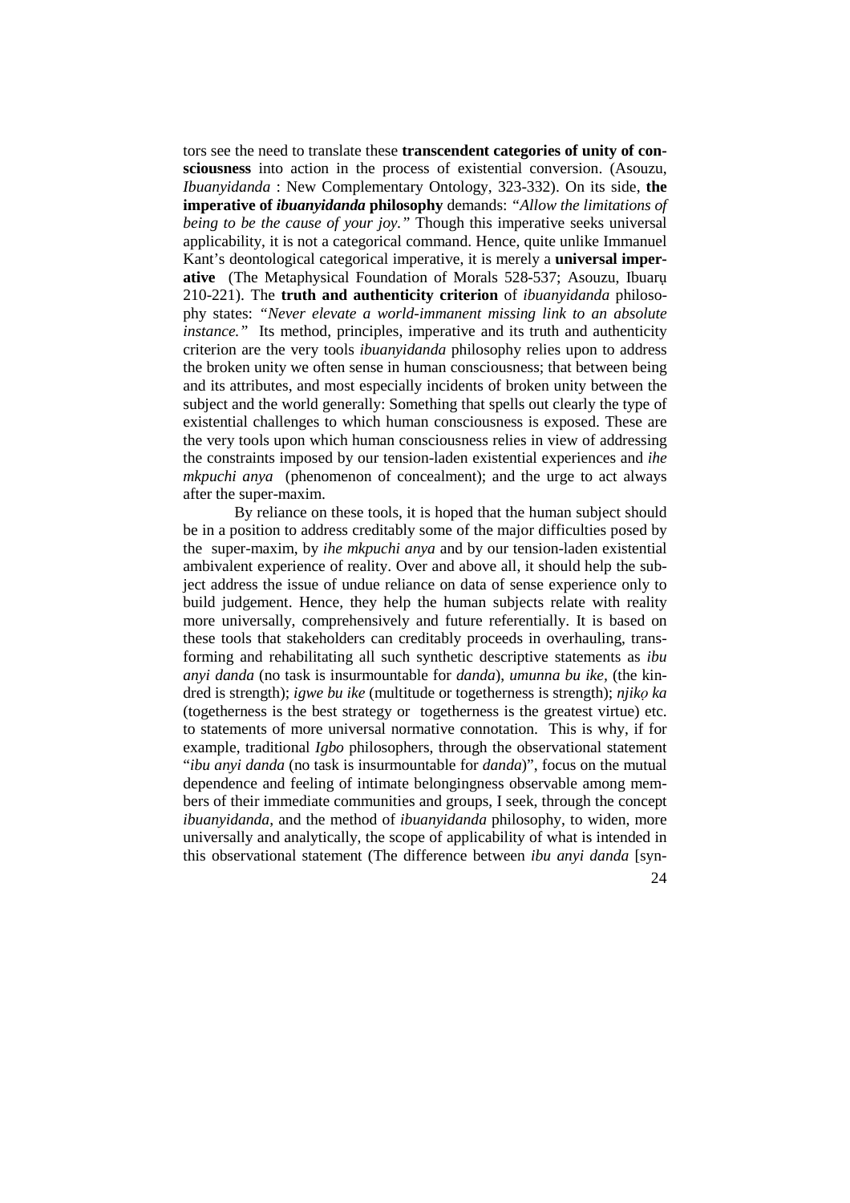tors see the need to translate these **transcendent categories of unity of consciousness** into action in the process of existential conversion. (Asouzu, *Ibuanyidanda* : New Complementary Ontology, 323-332). On its side, **the imperative of *ibuanyidanda* philosophy** demands: *"Allow the limitations of being to be the cause of your joy."* Though this imperative seeks universal applicability, it is not a categorical command. Hence, quite unlike Immanuel Kant's deontological categorical imperative, it is merely a **universal imperative** (The Metaphysical Foundation of Morals 528-537; Asouzu, Ibuarụ 210-221). The **truth and authenticity criterion** of *ibuanyidanda* philosophy states: *"Never elevate a world-immanent missing link to an absolute instance."* Its method, principles, imperative and its truth and authenticity criterion are the very tools *ibuanyidanda* philosophy relies upon to address the broken unity we often sense in human consciousness; that between being and its attributes, and most especially incidents of broken unity between the subject and the world generally: Something that spells out clearly the type of existential challenges to which human consciousness is exposed. These are the very tools upon which human consciousness relies in view of addressing the constraints imposed by our tension-laden existential experiences and *ihe mkpuchi anya* (phenomenon of concealment); and the urge to act always after the super-maxim.

By reliance on these tools, it is hoped that the human subject should be in a position to address creditably some of the major difficulties posed by the super-maxim, by *ihe mkpuchi anya* and by our tension-laden existential ambivalent experience of reality. Over and above all, it should help the subject address the issue of undue reliance on data of sense experience only to build judgement. Hence, they help the human subjects relate with reality more universally, comprehensively and future referentially. It is based on these tools that stakeholders can creditably proceeds in overhauling, transforming and rehabilitating all such synthetic descriptive statements as *ibu anyi danda* (no task is insurmountable for *danda*), *umunna bu ike,* (the kindred is strength); *igwe bu ike* (multitude or togetherness is strength); *njikọ ka* (togetherness is the best strategy or togetherness is the greatest virtue) etc. to statements of more universal normative connotation. This is why, if for example, traditional *Igbo* philosophers, through the observational statement "*ibu anyi danda* (no task is insurmountable for *danda*)", focus on the mutual dependence and feeling of intimate belongingness observable among members of their immediate communities and groups, I seek, through the concept *ibuanyidanda*, and the method of *ibuanyidanda* philosophy, to widen, more universally and analytically, the scope of applicability of what is intended in this observational statement (The difference between *ibu anyi danda* [syn-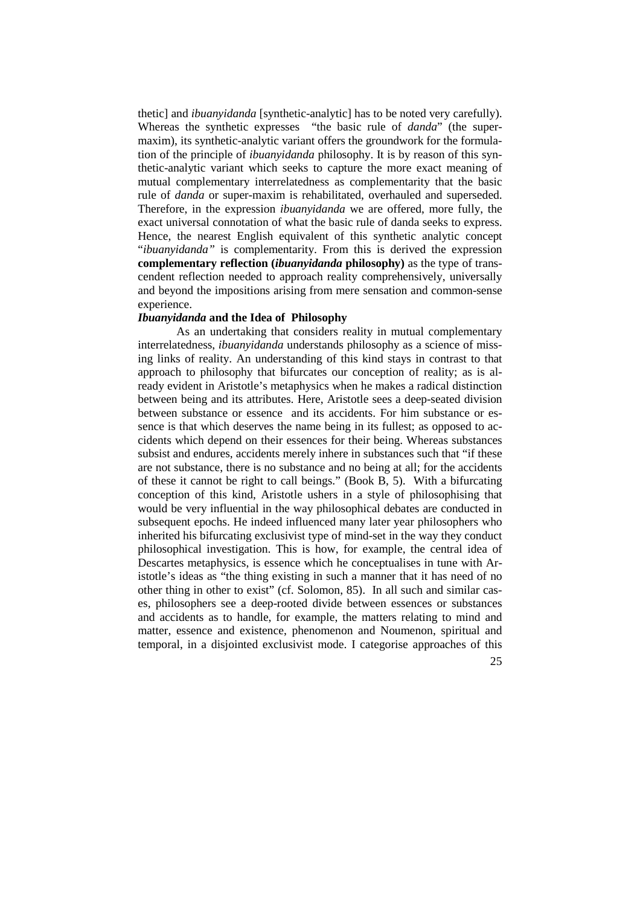thetic] and *ibuanyidanda* [synthetic-analytic] has to be noted very carefully). Whereas the synthetic expresses "the basic rule of *danda*" (the super-maxim), its synthetic-analytic variant offers the groundwork for the formulation of the principle of *ibuanyidanda* philosophy. It is by reason of this synthetic-analytic variant which seeks to capture the more exact meaning of mutual complementary interrelatedness as complementarity that the basic rule of *danda* or super-maxim is rehabilitated, overhauled and superseded. Therefore, in the expression *ibuanyidanda* we are offered, more fully, the exact universal connotation of what the basic rule of danda seeks to express. Hence, the nearest English equivalent of this synthetic analytic concept "*ibuanyidanda"* is complementarity. From this is derived the expression **complementary reflection (*ibuanyidanda* philosophy)** as the type of transcendent reflection needed to approach reality comprehensively, universally and beyond the impositions arising from mere sensation and common-sense experience.

### *Ibuanyidanda* and the Idea of Philosophy

As an undertaking that considers reality in mutual complementary interrelatedness, *ibuanyidanda* understands philosophy as a science of missing links of reality. An understanding of this kind stays in contrast to that approach to philosophy that bifurcates our conception of reality; as is already evident in Aristotle's metaphysics when he makes a radical distinction between being and its attributes. Here, Aristotle sees a deep-seated division between substance or essence and its accidents. For him substance or essence is that which deserves the name being in its fullest; as opposed to accidents which depend on their essences for their being. Whereas substances subsist and endures, accidents merely inhere in substances such that "if these are not substance, there is no substance and no being at all; for the accidents of these it cannot be right to call beings." (Book B, 5). With a bifurcating conception of this kind, Aristotle ushers in a style of philosophising that would be very influential in the way philosophical debates are conducted in subsequent epochs. He indeed influenced many later year philosophers who inherited his bifurcating exclusivist type of mind-set in the way they conduct philosophical investigation. This is how, for example, the central idea of Descartes metaphysics, is essence which he conceptualises in tune with Aristotle's ideas as "the thing existing in such a manner that it has need of no other thing in other to exist" (cf. Solomon, 85). In all such and similar cases, philosophers see a deep-rooted divide between essences or substances and accidents as to handle, for example, the matters relating to mind and matter, essence and existence, phenomenon and Noumenon, spiritual and temporal, in a disjointed exclusivist mode. I categorise approaches of this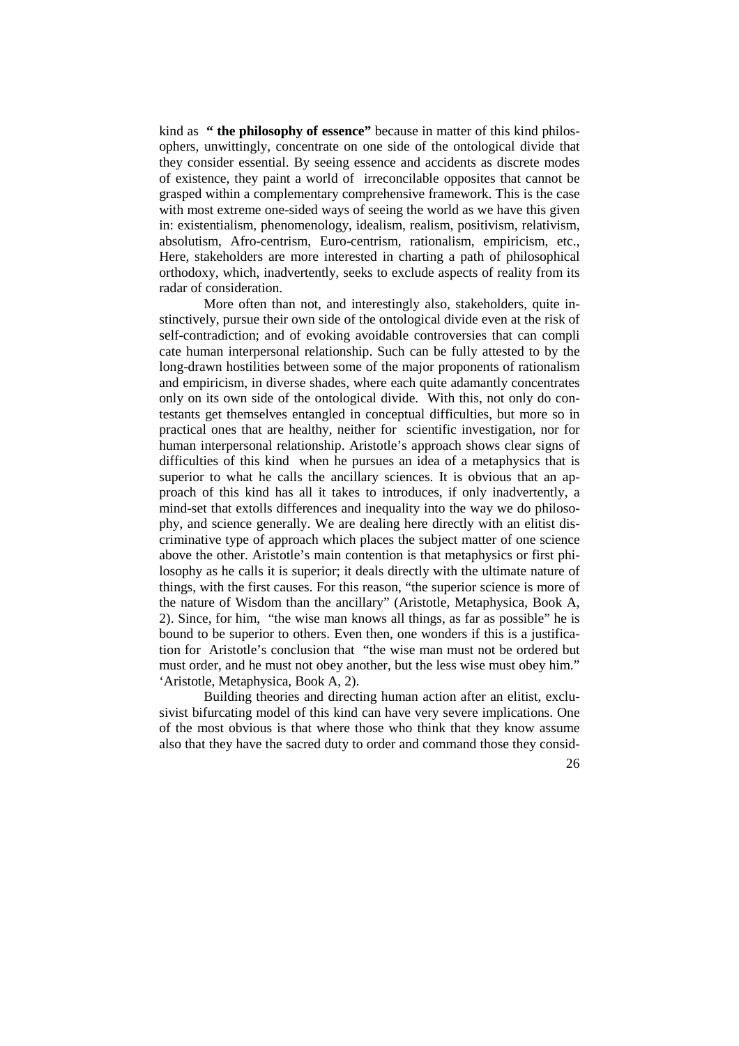kind as **" the philosophy of essence"** because in matter of this kind philosophers, unwittingly, concentrate on one side of the ontological divide that they consider essential. By seeing essence and accidents as discrete modes of existence, they paint a world of irreconcilable opposites that cannot be grasped within a complementary comprehensive framework. This is the case with most extreme one-sided ways of seeing the world as we have this given in: existentialism, phenomenology, idealism, realism, positivism, relativism, absolutism, Afro-centrism, Euro-centrism, rationalism, empiricism, etc., Here, stakeholders are more interested in charting a path of philosophical orthodoxy, which, inadvertently, seeks to exclude aspects of reality from its radar of consideration.

More often than not, and interestingly also, stakeholders, quite instinctively, pursue their own side of the ontological divide even at the risk of self-contradiction; and of evoking avoidable controversies that can compli cate human interpersonal relationship. Such can be fully attested to by the long-drawn hostilities between some of the major proponents of rationalism and empiricism, in diverse shades, where each quite adamantly concentrates only on its own side of the ontological divide. With this, not only do contestants get themselves entangled in conceptual difficulties, but more so in practical ones that are healthy, neither for scientific investigation, nor for human interpersonal relationship. Aristotle's approach shows clear signs of difficulties of this kind when he pursues an idea of a metaphysics that is superior to what he calls the ancillary sciences. It is obvious that an approach of this kind has all it takes to introduces, if only inadvertently, a mind-set that extolls differences and inequality into the way we do philosophy, and science generally. We are dealing here directly with an elitist discriminative type of approach which places the subject matter of one science above the other. Aristotle's main contention is that metaphysics or first philosophy as he calls it is superior; it deals directly with the ultimate nature of things, with the first causes. For this reason, "the superior science is more of the nature of Wisdom than the ancillary" (Aristotle, Metaphysica, Book A, 2). Since, for him, "the wise man knows all things, as far as possible" he is bound to be superior to others. Even then, one wonders if this is a justification for Aristotle's conclusion that "the wise man must not be ordered but must order, and he must not obey another, but the less wise must obey him." 'Aristotle, Metaphysica, Book A, 2).

Building theories and directing human action after an elitist, exclusivist bifurcating model of this kind can have very severe implications. One of the most obvious is that where those who think that they know assume also that they have the sacred duty to order and command those they consid-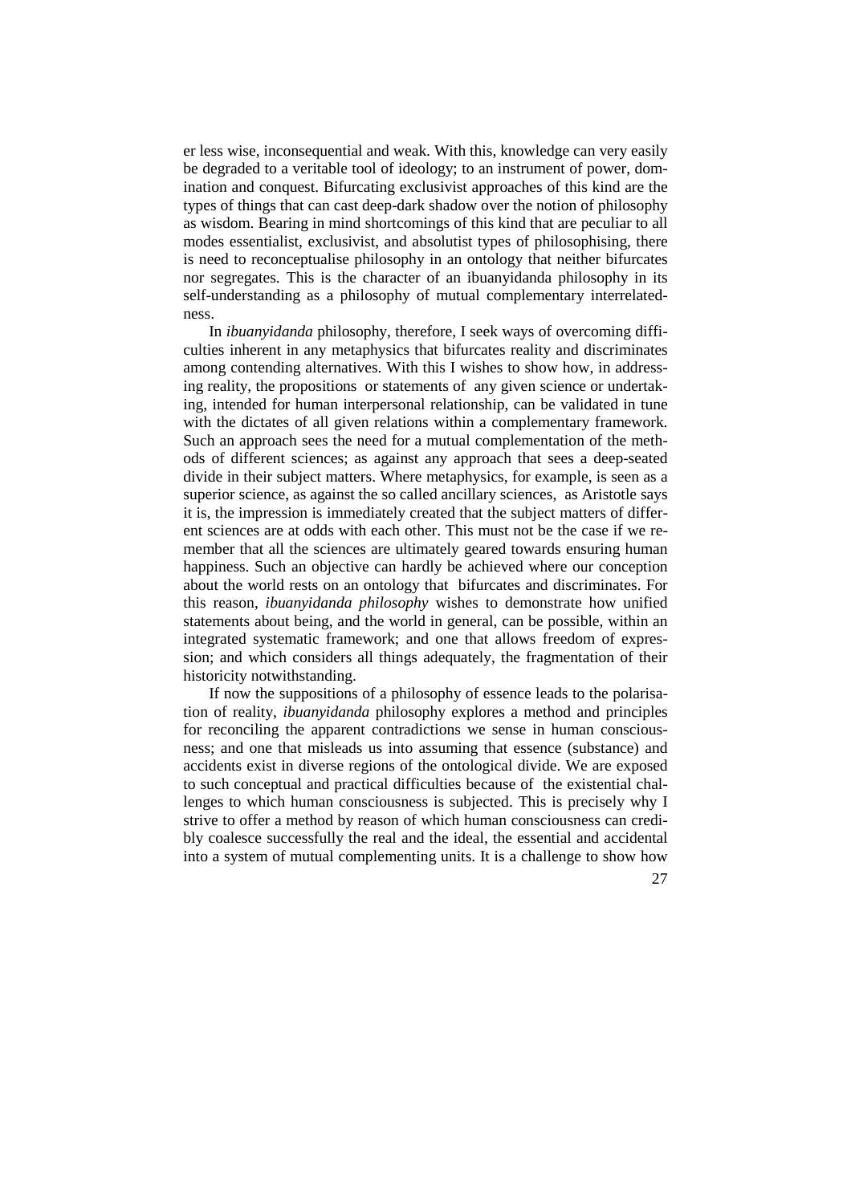er less wise, inconsequential and weak. With this, knowledge can very easily be degraded to a veritable tool of ideology; to an instrument of power, domination and conquest. Bifurcating exclusivist approaches of this kind are the types of things that can cast deep-dark shadow over the notion of philosophy as wisdom. Bearing in mind shortcomings of this kind that are peculiar to all modes essentialist, exclusivist, and absolutist types of philosophising, there is need to reconceptualise philosophy in an ontology that neither bifurcates nor segregates. This is the character of an ibuanyidanda philosophy in its self-understanding as a philosophy of mutual complementary interrelatedness.

In *ibuanyidanda* philosophy, therefore, I seek ways of overcoming difficulties inherent in any metaphysics that bifurcates reality and discriminates among contending alternatives. With this I wishes to show how, in addressing reality, the propositions or statements of any given science or undertaking, intended for human interpersonal relationship, can be validated in tune with the dictates of all given relations within a complementary framework. Such an approach sees the need for a mutual complementation of the methods of different sciences; as against any approach that sees a deep-seated divide in their subject matters. Where metaphysics, for example, is seen as a superior science, as against the so called ancillary sciences, as Aristotle says it is, the impression is immediately created that the subject matters of different sciences are at odds with each other. This must not be the case if we remember that all the sciences are ultimately geared towards ensuring human happiness. Such an objective can hardly be achieved where our conception about the world rests on an ontology that bifurcates and discriminates. For this reason, *ibuanyidanda philosophy* wishes to demonstrate how unified statements about being, and the world in general, can be possible, within an integrated systematic framework; and one that allows freedom of expression; and which considers all things adequately, the fragmentation of their historicity notwithstanding.

If now the suppositions of a philosophy of essence leads to the polarisation of reality, *ibuanyidanda* philosophy explores a method and principles for reconciling the apparent contradictions we sense in human consciousness; and one that misleads us into assuming that essence (substance) and accidents exist in diverse regions of the ontological divide. We are exposed to such conceptual and practical difficulties because of the existential challenges to which human consciousness is subjected. This is precisely why I strive to offer a method by reason of which human consciousness can credibly coalesce successfully the real and the ideal, the essential and accidental into a system of mutual complementing units. It is a challenge to show how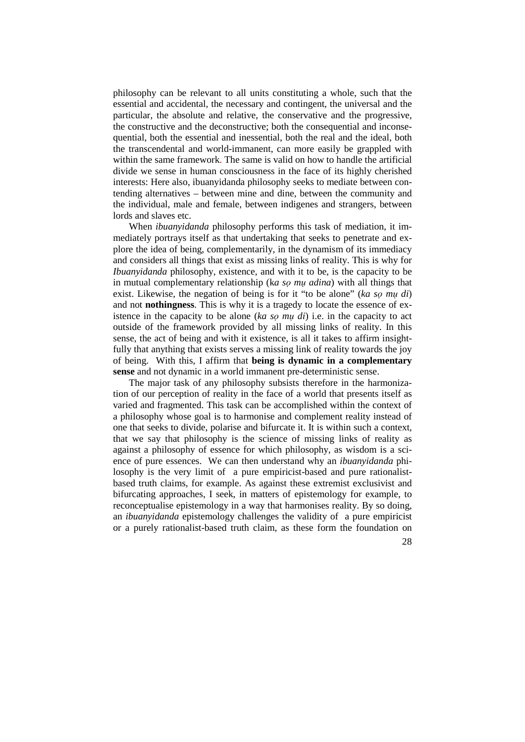philosophy can be relevant to all units constituting a whole, such that the essential and accidental, the necessary and contingent, the universal and the particular, the absolute and relative, the conservative and the progressive, the constructive and the deconstructive; both the consequential and inconsequential, both the essential and inessential, both the real and the ideal, both the transcendental and world-immanent, can more easily be grappled with within the same framework. The same is valid on how to handle the artificial divide we sense in human consciousness in the face of its highly cherished interests: Here also, ibuanyidanda philosophy seeks to mediate between contending alternatives – between mine and dine, between the community and the individual, male and female, between indigenes and strangers, between lords and slaves etc.

When *ibuanyidanda* philosophy performs this task of mediation, it immediately portrays itself as that undertaking that seeks to penetrate and explore the idea of being, complementarily, in the dynamism of its immediacy and considers all things that exist as missing links of reality. This is why for *Ibuanyidanda* philosophy, existence, and with it to be, is the capacity to be in mutual complementary relationship (k*a sọ mụ adina*) with all things that exist. Likewise, the negation of being is for it "to be alone" (*ka sọ mụ di*) and not **nothingness**. This is why it is a tragedy to locate the essence of existence in the capacity to be alone (*ka sọ mụ di*) i.e. in the capacity to act outside of the framework provided by all missing links of reality. In this sense, the act of being and with it existence, is all it takes to affirm insightfully that anything that exists serves a missing link of reality towards the joy of being. With this, I affirm that **being is dynamic in a complementary sense** and not dynamic in a world immanent pre-deterministic sense.

The major task of any philosophy subsists therefore in the harmonization of our perception of reality in the face of a world that presents itself as varied and fragmented. This task can be accomplished within the context of a philosophy whose goal is to harmonise and complement reality instead of one that seeks to divide, polarise and bifurcate it. It is within such a context, that we say that philosophy is the science of missing links of reality as against a philosophy of essence for which philosophy, as wisdom is a science of pure essences. We can then understand why an *ibuanyidanda* philosophy is the very limit of a pure empiricist-based and pure rationalist-based truth claims, for example. As against these extremist exclusivist and bifurcating approaches, I seek, in matters of epistemology for example, to reconceptualise epistemology in a way that harmonises reality. By so doing, an *ibuanyidanda* epistemology challenges the validity of a pure empiricist or a purely rationalist-based truth claim, as these form the foundation on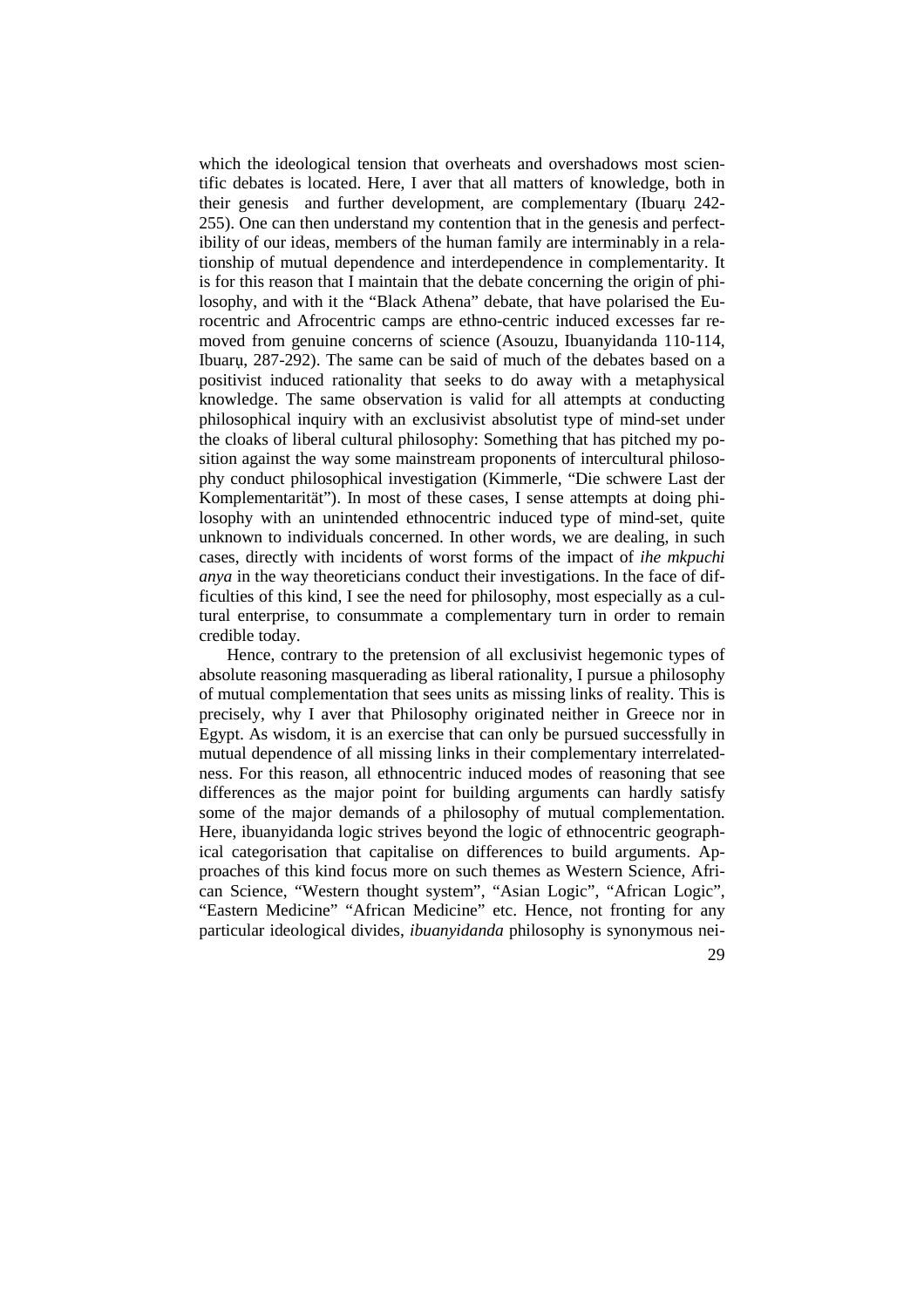which the ideological tension that overheats and overshadows most scientific debates is located. Here, I aver that all matters of knowledge, both in their genesis and further development, are complementary (Ibuarụ 242-255). One can then understand my contention that in the genesis and perfectibility of our ideas, members of the human family are interminably in a relationship of mutual dependence and interdependence in complementarity. It is for this reason that I maintain that the debate concerning the origin of philosophy, and with it the "Black Athena" debate, that have polarised the Eurocentric and Afrocentric camps are ethno-centric induced excesses far removed from genuine concerns of science (Asouzu, Ibuanyidanda 110-114, Ibuarụ, 287-292). The same can be said of much of the debates based on a positivist induced rationality that seeks to do away with a metaphysical knowledge. The same observation is valid for all attempts at conducting philosophical inquiry with an exclusivist absolutist type of mind-set under the cloaks of liberal cultural philosophy: Something that has pitched my position against the way some mainstream proponents of intercultural philosophy conduct philosophical investigation (Kimmerle, "Die schwere Last der Komplementarität"). In most of these cases, I sense attempts at doing philosophy with an unintended ethnocentric induced type of mind-set, quite unknown to individuals concerned. In other words, we are dealing, in such cases, directly with incidents of worst forms of the impact of *ihe mkpuchi anya* in the way theoreticians conduct their investigations. In the face of difficulties of this kind, I see the need for philosophy, most especially as a cultural enterprise, to consummate a complementary turn in order to remain credible today.

Hence, contrary to the pretension of all exclusivist hegemonic types of absolute reasoning masquerading as liberal rationality, I pursue a philosophy of mutual complementation that sees units as missing links of reality. This is precisely, why I aver that Philosophy originated neither in Greece nor in Egypt. As wisdom, it is an exercise that can only be pursued successfully in mutual dependence of all missing links in their complementary interrelatedness. For this reason, all ethnocentric induced modes of reasoning that see differences as the major point for building arguments can hardly satisfy some of the major demands of a philosophy of mutual complementation. Here, ibuanyidanda logic strives beyond the logic of ethnocentric geographical categorisation that capitalise on differences to build arguments. Approaches of this kind focus more on such themes as Western Science, African Science, "Western thought system", "Asian Logic", "African Logic", "Eastern Medicine" "African Medicine" etc. Hence, not fronting for any particular ideological divides, *ibuanyidanda* philosophy is synonymous nei-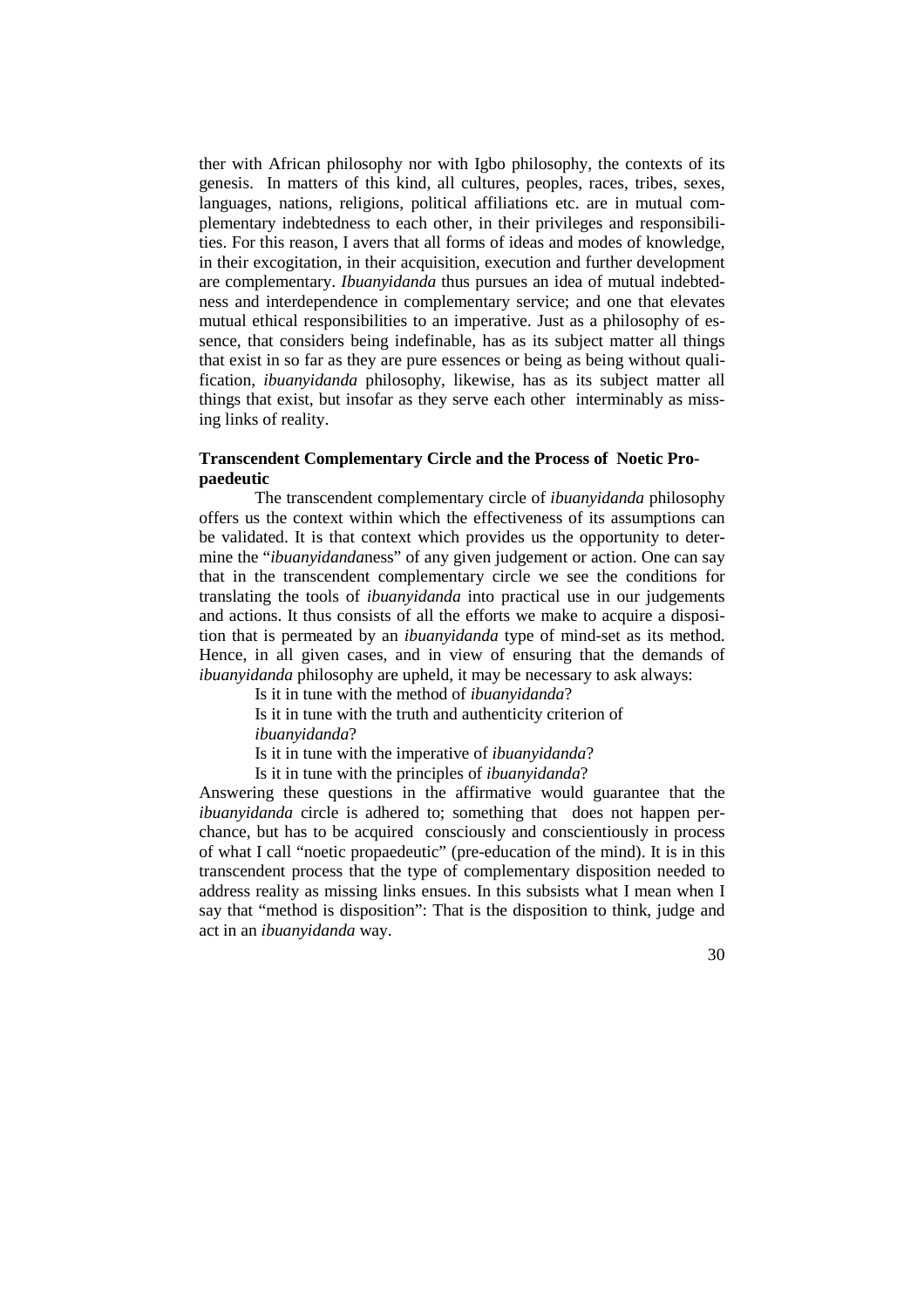ther with African philosophy nor with Igbo philosophy, the contexts of its genesis. In matters of this kind, all cultures, peoples, races, tribes, sexes, languages, nations, religions, political affiliations etc. are in mutual complementary indebtedness to each other, in their privileges and responsibilities. For this reason, I avers that all forms of ideas and modes of knowledge, in their excogitation, in their acquisition, execution and further development are complementary. *Ibuanyidanda* thus pursues an idea of mutual indebtedness and interdependence in complementary service; and one that elevates mutual ethical responsibilities to an imperative. Just as a philosophy of essence, that considers being indefinable, has as its subject matter all things that exist in so far as they are pure essences or being as being without qualification, *ibuanyidanda* philosophy, likewise, has as its subject matter all things that exist, but insofar as they serve each other interminably as missing links of reality.

**Transcendent Complementary Circle and the Process of Noetic Propaedeutic**

The transcendent complementary circle of *ibuanyidanda* philosophy offers us the context within which the effectiveness of its assumptions can be validated. It is that context which provides us the opportunity to determine the "*ibuanyidanda*ness" of any given judgement or action. One can say that in the transcendent complementary circle we see the conditions for translating the tools of *ibuanyidanda* into practical use in our judgements and actions. It thus consists of all the efforts we make to acquire a disposition that is permeated by an *ibuanyidanda* type of mind-set as its method. Hence, in all given cases, and in view of ensuring that the demands of *ibuanyidanda* philosophy are upheld, it may be necessary to ask always:

Is it in tune with the method of *ibuanyidanda*?

Is it in tune with the truth and authenticity criterion of *ibuanyidanda*?

Is it in tune with the imperative of *ibuanyidanda*?

Is it in tune with the principles of *ibuanyidanda*?

Answering these questions in the affirmative would guarantee that the *ibuanyidanda* circle is adhered to; something that does not happen perchance, but has to be acquired consciously and conscientiously in process of what I call "noetic propaedeutic" (pre-education of the mind). It is in this transcendent process that the type of complementary disposition needed to address reality as missing links ensues. In this subsists what I mean when I say that "method is disposition": That is the disposition to think, judge and act in an *ibuanyidanda* way.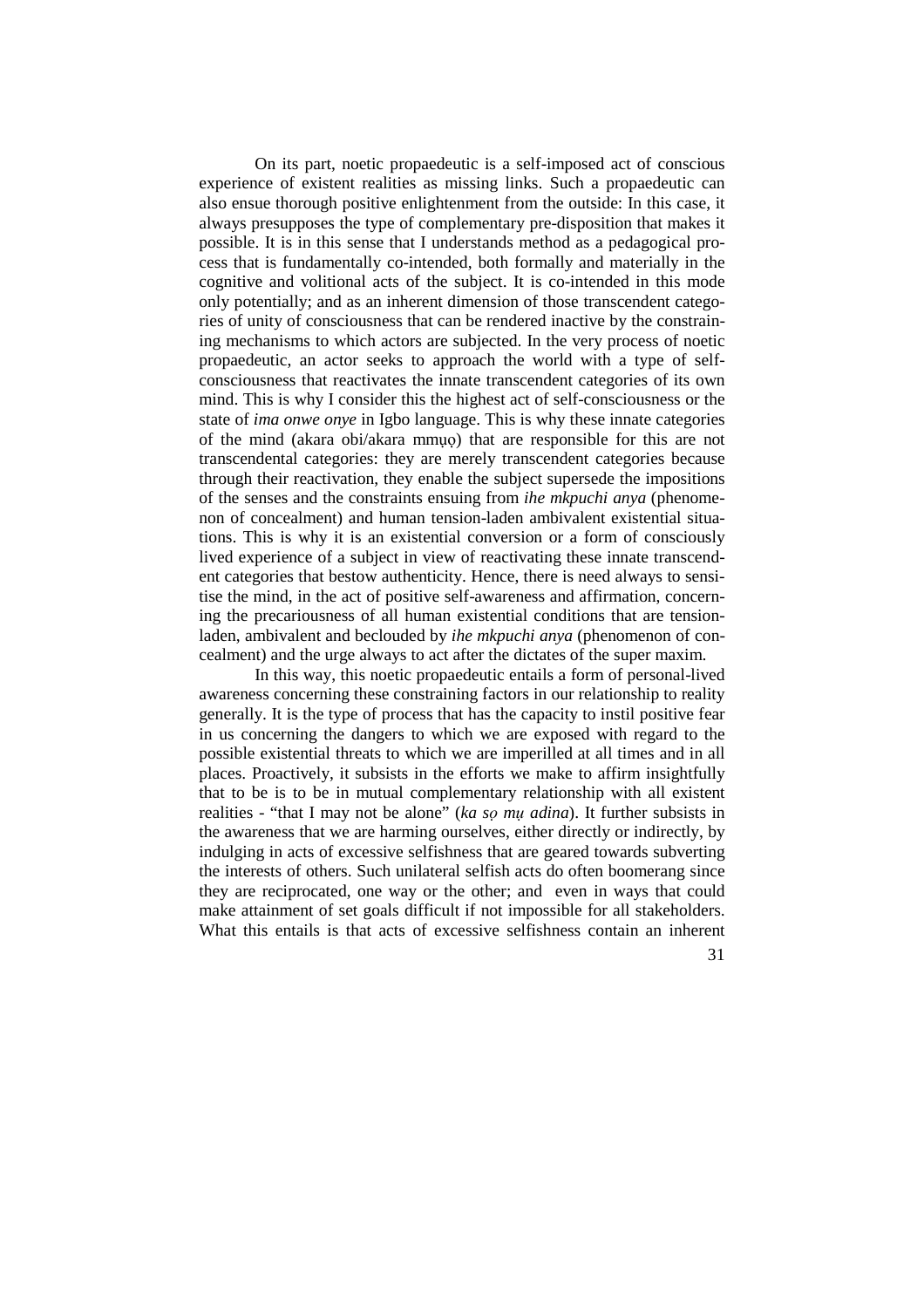On its part, noetic propaedeutic is a self-imposed act of conscious experience of existent realities as missing links. Such a propaedeutic can also ensue thorough positive enlightenment from the outside: In this case, it always presupposes the type of complementary pre-disposition that makes it possible. It is in this sense that I understands method as a pedagogical process that is fundamentally co-intended, both formally and materially in the cognitive and volitional acts of the subject. It is co-intended in this mode only potentially; and as an inherent dimension of those transcendent categories of unity of consciousness that can be rendered inactive by the constraining mechanisms to which actors are subjected. In the very process of noetic propaedeutic, an actor seeks to approach the world with a type of self-consciousness that reactivates the innate transcendent categories of its own mind. This is why I consider this the highest act of self-consciousness or the state of *ima onwe onye* in Igbo language. This is why these innate categories of the mind (akara obi/akara mmụọ) that are responsible for this are not transcendental categories: they are merely transcendent categories because through their reactivation, they enable the subject supersede the impositions of the senses and the constraints ensuing from *ihe mkpuchi anya* (phenomenon of concealment) and human tension-laden ambivalent existential situations. This is why it is an existential conversion or a form of consciously lived experience of a subject in view of reactivating these innate transcendent categories that bestow authenticity. Hence, there is need always to sensitise the mind, in the act of positive self-awareness and affirmation, concerning the precariousness of all human existential conditions that are tension-laden, ambivalent and beclouded by *ihe mkpuchi anya* (phenomenon of concealment) and the urge always to act after the dictates of the super maxim.

In this way, this noetic propaedeutic entails a form of personal-lived awareness concerning these constraining factors in our relationship to reality generally. It is the type of process that has the capacity to instil positive fear in us concerning the dangers to which we are exposed with regard to the possible existential threats to which we are imperilled at all times and in all places. Proactively, it subsists in the efforts we make to affirm insightfully that to be is to be in mutual complementary relationship with all existent realities - "that I may not be alone" (*ka sọ mụ adina*). It further subsists in the awareness that we are harming ourselves, either directly or indirectly, by indulging in acts of excessive selfishness that are geared towards subverting the interests of others. Such unilateral selfish acts do often boomerang since they are reciprocated, one way or the other; and even in ways that could make attainment of set goals difficult if not impossible for all stakeholders. What this entails is that acts of excessive selfishness contain an inherent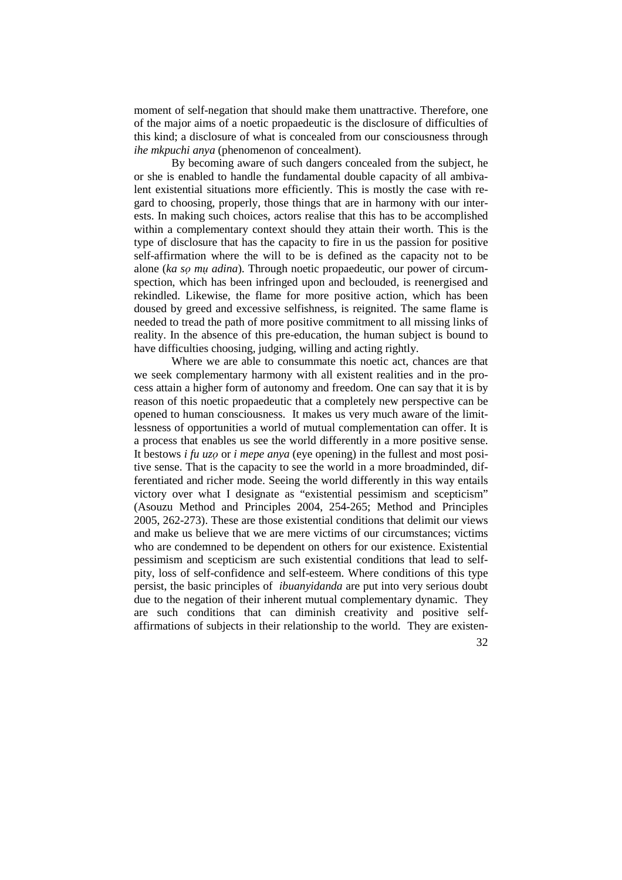moment of self-negation that should make them unattractive. Therefore, one of the major aims of a noetic propaedeutic is the disclosure of difficulties of this kind; a disclosure of what is concealed from our consciousness through *ihe mkpuchi anya* (phenomenon of concealment).

By becoming aware of such dangers concealed from the subject, he or she is enabled to handle the fundamental double capacity of all ambivalent existential situations more efficiently. This is mostly the case with regard to choosing, properly, those things that are in harmony with our interests. In making such choices, actors realise that this has to be accomplished within a complementary context should they attain their worth. This is the type of disclosure that has the capacity to fire in us the passion for positive self-affirmation where the will to be is defined as the capacity not to be alone (*ka sọ mụ adina*). Through noetic propaedeutic, our power of circumspection, which has been infringed upon and beclouded, is reenergised and rekindled. Likewise, the flame for more positive action, which has been doused by greed and excessive selfishness, is reignited. The same flame is needed to tread the path of more positive commitment to all missing links of reality. In the absence of this pre-education, the human subject is bound to have difficulties choosing, judging, willing and acting rightly.

Where we are able to consummate this noetic act, chances are that we seek complementary harmony with all existent realities and in the process attain a higher form of autonomy and freedom. One can say that it is by reason of this noetic propaedeutic that a completely new perspective can be opened to human consciousness. It makes us very much aware of the limitlessness of opportunities a world of mutual complementation can offer. It is a process that enables us see the world differently in a more positive sense. It bestows *i fu uzọ* or *i mepe anya* (eye opening) in the fullest and most positive sense. That is the capacity to see the world in a more broadminded, differentiated and richer mode. Seeing the world differently in this way entails victory over what I designate as "existential pessimism and scepticism" (Asouzu Method and Principles 2004, 254-265; Method and Principles 2005, 262-273). These are those existential conditions that delimit our views and make us believe that we are mere victims of our circumstances; victims who are condemned to be dependent on others for our existence. Existential pessimism and scepticism are such existential conditions that lead to self-pity, loss of self-confidence and self-esteem. Where conditions of this type persist, the basic principles of *ibuanyidanda* are put into very serious doubt due to the negation of their inherent mutual complementary dynamic. They are such conditions that can diminish creativity and positive self-affirmations of subjects in their relationship to the world. They are existen-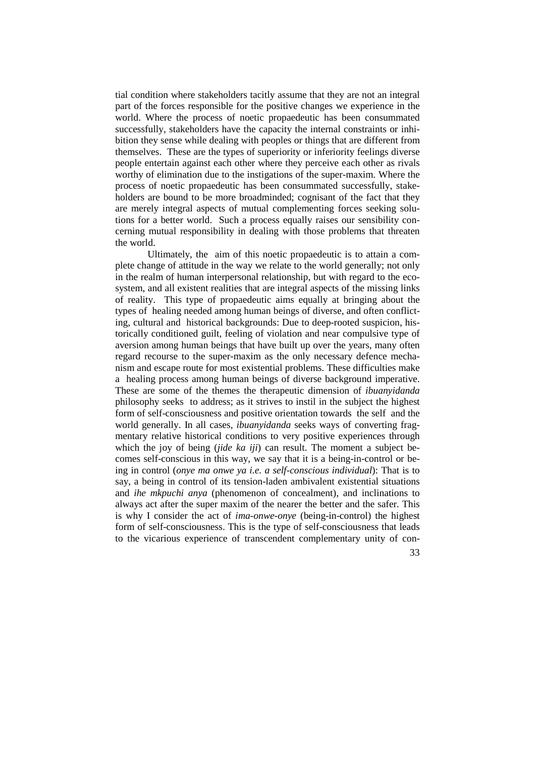tial condition where stakeholders tacitly assume that they are not an integral part of the forces responsible for the positive changes we experience in the world. Where the process of noetic propaedeutic has been consummated successfully, stakeholders have the capacity the internal constraints or inhibition they sense while dealing with peoples or things that are different from themselves. These are the types of superiority or inferiority feelings diverse people entertain against each other where they perceive each other as rivals worthy of elimination due to the instigations of the super-maxim. Where the process of noetic propaedeutic has been consummated successfully, stakeholders are bound to be more broadminded; cognisant of the fact that they are merely integral aspects of mutual complementing forces seeking solutions for a better world. Such a process equally raises our sensibility concerning mutual responsibility in dealing with those problems that threaten the world.

Ultimately, the aim of this noetic propaedeutic is to attain a complete change of attitude in the way we relate to the world generally; not only in the realm of human interpersonal relationship, but with regard to the ecosystem, and all existent realities that are integral aspects of the missing links of reality. This type of propaedeutic aims equally at bringing about the types of healing needed among human beings of diverse, and often conflicting, cultural and historical backgrounds: Due to deep-rooted suspicion, historically conditioned guilt, feeling of violation and near compulsive type of aversion among human beings that have built up over the years, many often regard recourse to the super-maxim as the only necessary defence mechanism and escape route for most existential problems. These difficulties make a healing process among human beings of diverse background imperative. These are some of the themes the therapeutic dimension of *ibuanyidanda* philosophy seeks to address; as it strives to instil in the subject the highest form of self-consciousness and positive orientation towards the self and the world generally. In all cases, *ibuanyidanda* seeks ways of converting fragmentary relative historical conditions to very positive experiences through which the joy of being (*jide ka iji*) can result. The moment a subject becomes self-conscious in this way, we say that it is a being-in-control or being in control (*onye ma onwe ya i.e. a self-conscious individual*): That is to say, a being in control of its tension-laden ambivalent existential situations and *ihe mkpuchi anya* (phenomenon of concealment), and inclinations to always act after the super maxim of the nearer the better and the safer. This is why I consider the act of *ima-onwe-onye* (being-in-control) the highest form of self-consciousness. This is the type of self-consciousness that leads to the vicarious experience of transcendent complementary unity of con-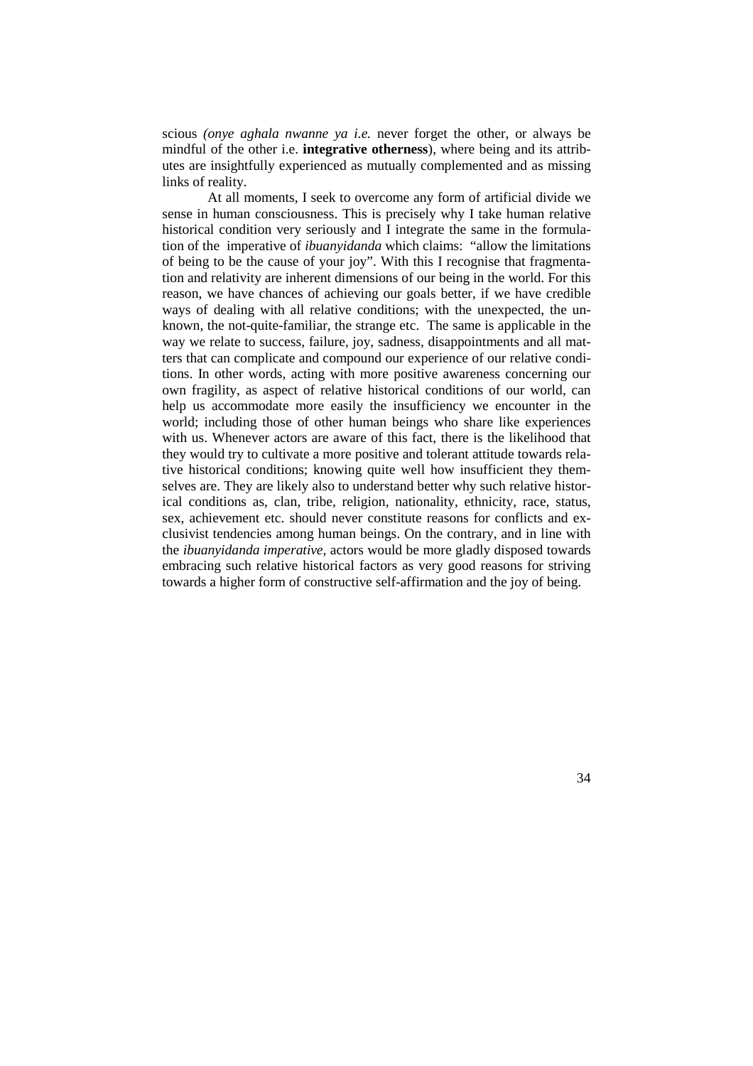scious *(onye aghala nwanne ya i.e.* never forget the other, or always be mindful of the other i.e. **integrative otherness**), where being and its attributes are insightfully experienced as mutually complemented and as missing links of reality.

At all moments, I seek to overcome any form of artificial divide we sense in human consciousness. This is precisely why I take human relative historical condition very seriously and I integrate the same in the formulation of the imperative of *ibuanyidanda* which claims: "allow the limitations of being to be the cause of your joy". With this I recognise that fragmentation and relativity are inherent dimensions of our being in the world. For this reason, we have chances of achieving our goals better, if we have credible ways of dealing with all relative conditions; with the unexpected, the unknown, the not-quite-familiar, the strange etc. The same is applicable in the way we relate to success, failure, joy, sadness, disappointments and all matters that can complicate and compound our experience of our relative conditions. In other words, acting with more positive awareness concerning our own fragility, as aspect of relative historical conditions of our world, can help us accommodate more easily the insufficiency we encounter in the world; including those of other human beings who share like experiences with us. Whenever actors are aware of this fact, there is the likelihood that they would try to cultivate a more positive and tolerant attitude towards relative historical conditions; knowing quite well how insufficient they themselves are. They are likely also to understand better why such relative historical conditions as, clan, tribe, religion, nationality, ethnicity, race, status, sex, achievement etc. should never constitute reasons for conflicts and exclusivist tendencies among human beings. On the contrary, and in line with the *ibuanyidanda imperative,* actors would be more gladly disposed towards embracing such relative historical factors as very good reasons for striving towards a higher form of constructive self-affirmation and the joy of being.